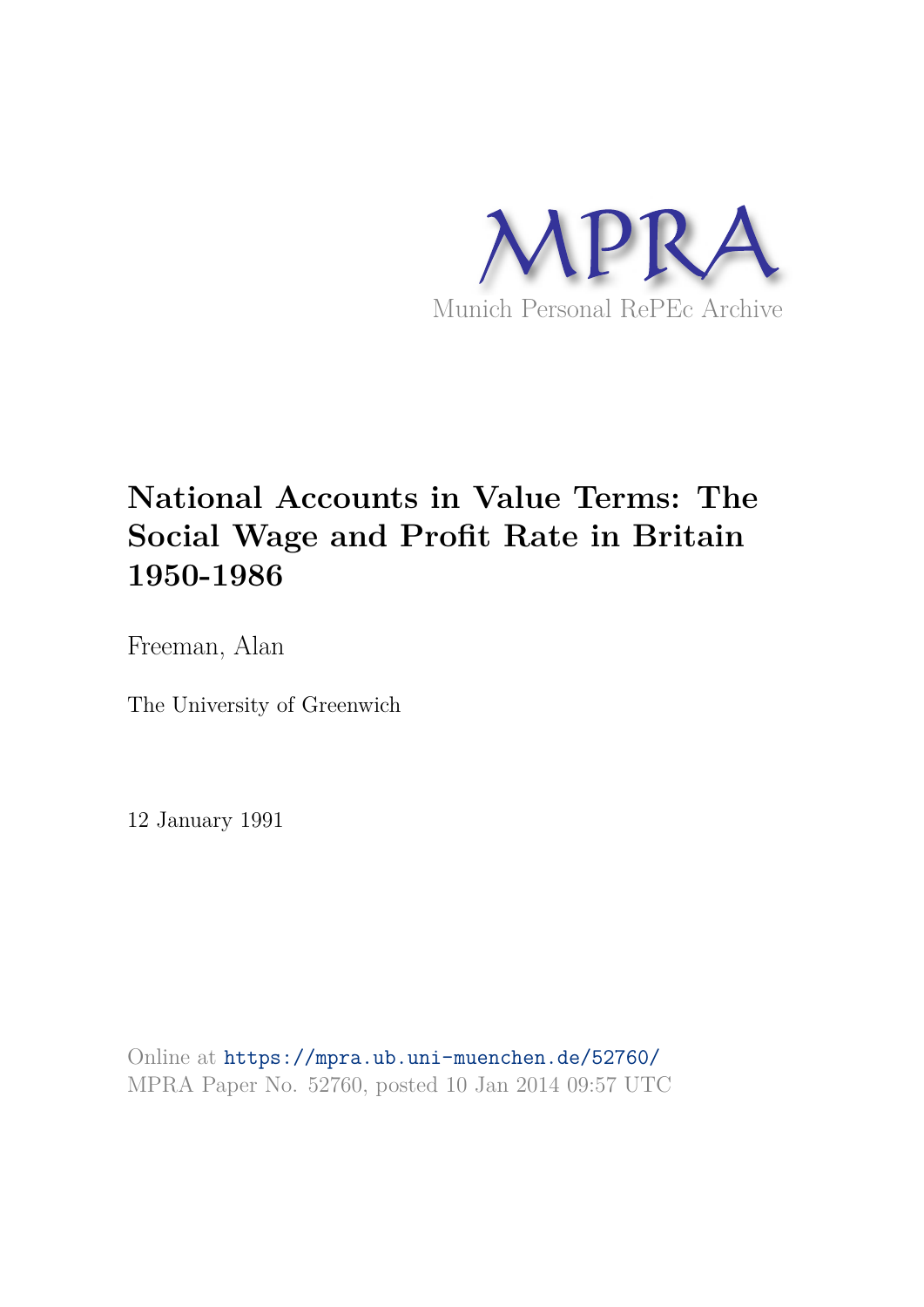MPRA

Munich Personal RePEc Archive

# National Accounts in Value Terms: The Social Wage and Profit Rate in Britain 1950-1986

Freeman, Alan

The University of Greenwich

12 January 1991

Online at https://mpra.ub.uni-muenchen.de/52760/
MPRA Paper No. 52760, posted 10 Jan 2014 09:57 UTC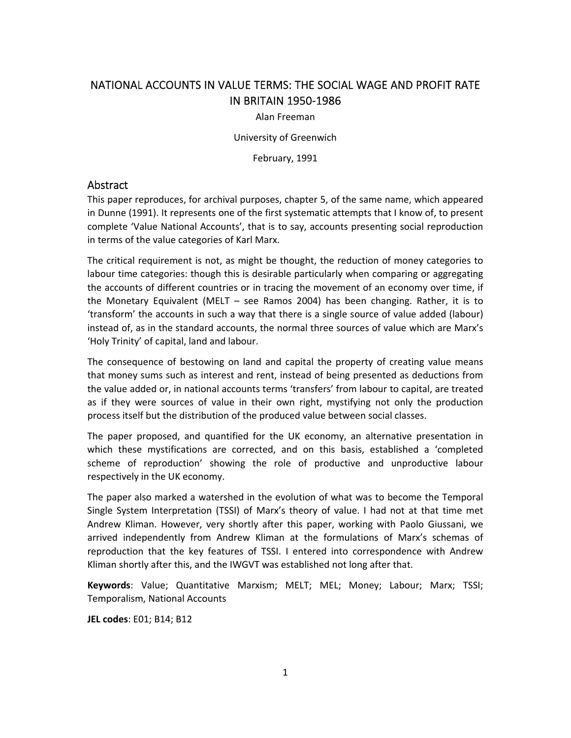# NATIONAL ACCOUNTS IN VALUE TERMS: THE SOCIAL WAGE AND PROFIT RATE IN BRITAIN 1950-1986

Alan Freeman

University of Greenwich

February, 1991

## Abstract

This paper reproduces, for archival purposes, chapter 5, of the same name, which appeared in Dunne (1991). It represents one of the first systematic attempts that I know of, to present complete 'Value National Accounts', that is to say, accounts presenting social reproduction in terms of the value categories of Karl Marx.

The critical requirement is not, as might be thought, the reduction of money categories to labour time categories: though this is desirable particularly when comparing or aggregating the accounts of different countries or in tracing the movement of an economy over time, if the Monetary Equivalent (MELT – see Ramos 2004) has been changing. Rather, it is to 'transform' the accounts in such a way that there is a single source of value added (labour) instead of, as in the standard accounts, the normal three sources of value which are Marx's 'Holy Trinity' of capital, land and labour.

The consequence of bestowing on land and capital the property of creating value means that money sums such as interest and rent, instead of being presented as deductions from the value added or, in national accounts terms 'transfers' from labour to capital, are treated as if they were sources of value in their own right, mystifying not only the production process itself but the distribution of the produced value between social classes.

The paper proposed, and quantified for the UK economy, an alternative presentation in which these mystifications are corrected, and on this basis, established a 'completed scheme of reproduction' showing the role of productive and unproductive labour respectively in the UK economy.

The paper also marked a watershed in the evolution of what was to become the Temporal Single System Interpretation (TSSI) of Marx's theory of value. I had not at that time met Andrew Kliman. However, very shortly after this paper, working with Paolo Giussani, we arrived independently from Andrew Kliman at the formulations of Marx's schemas of reproduction that the key features of TSSI. I entered into correspondence with Andrew Kliman shortly after this, and the IWGVT was established not long after that.

**Keywords**: Value; Quantitative Marxism; MELT; MEL; Money; Labour; Marx; TSSI; Temporalism, National Accounts

**JEL codes**: E01; B14; B12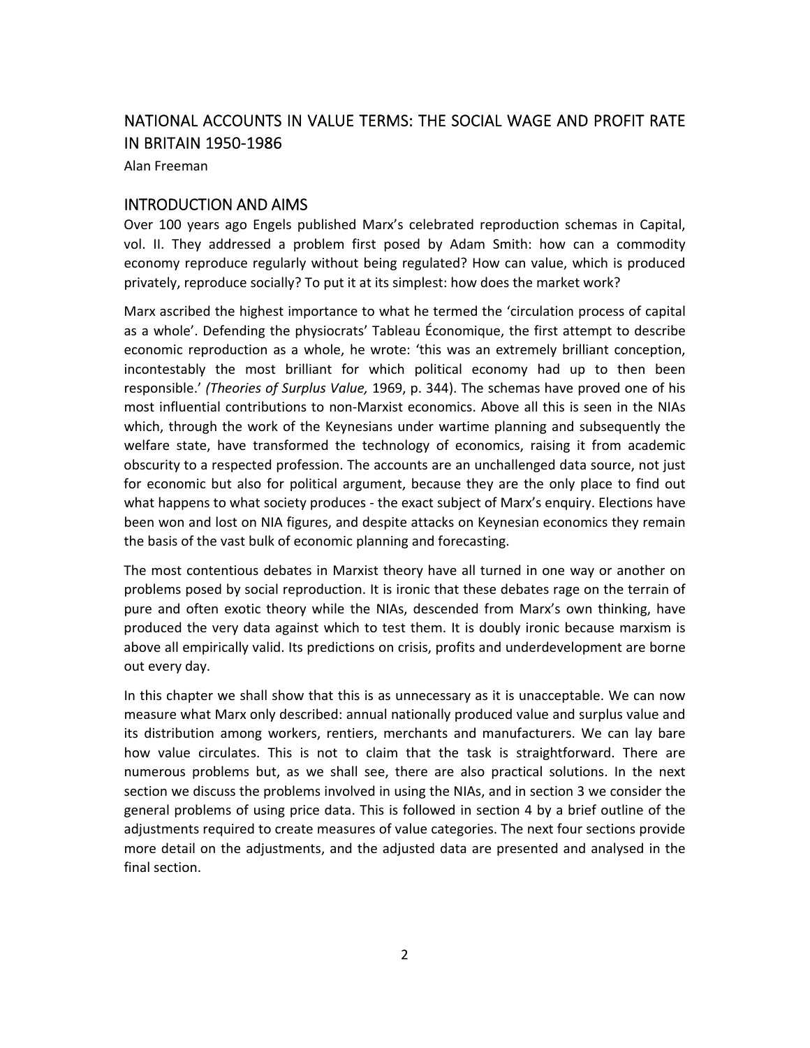## NATIONAL ACCOUNTS IN VALUE TERMS: THE SOCIAL WAGE AND PROFIT RATE IN BRITAIN 1950-1986

Alan Freeman

## INTRODUCTION AND AIMS

Over 100 years ago Engels published Marx's celebrated reproduction schemas in Capital, vol. II. They addressed a problem first posed by Adam Smith: how can a commodity economy reproduce regularly without being regulated? How can value, which is produced privately, reproduce socially? To put it at its simplest: how does the market work?

Marx ascribed the highest importance to what he termed the 'circulation process of capital as a whole'. Defending the physiocrats' Tableau Économique, the first attempt to describe economic reproduction as a whole, he wrote: 'this was an extremely brilliant conception, incontestably the most brilliant for which political economy had up to then been responsible.' *(Theories of Surplus Value,* 1969, p. 344). The schemas have proved one of his most influential contributions to non-Marxist economics. Above all this is seen in the NIAs which, through the work of the Keynesians under wartime planning and subsequently the welfare state, have transformed the technology of economics, raising it from academic obscurity to a respected profession. The accounts are an unchallenged data source, not just for economic but also for political argument, because they are the only place to find out what happens to what society produces - the exact subject of Marx's enquiry. Elections have been won and lost on NIA figures, and despite attacks on Keynesian economics they remain the basis of the vast bulk of economic planning and forecasting.

The most contentious debates in Marxist theory have all turned in one way or another on problems posed by social reproduction. It is ironic that these debates rage on the terrain of pure and often exotic theory while the NIAs, descended from Marx's own thinking, have produced the very data against which to test them. It is doubly ironic because marxism is above all empirically valid. Its predictions on crisis, profits and underdevelopment are borne out every day.

In this chapter we shall show that this is as unnecessary as it is unacceptable. We can now measure what Marx only described: annual nationally produced value and surplus value and its distribution among workers, rentiers, merchants and manufacturers. We can lay bare how value circulates. This is not to claim that the task is straightforward. There are numerous problems but, as we shall see, there are also practical solutions. In the next section we discuss the problems involved in using the NIAs, and in section 3 we consider the general problems of using price data. This is followed in section 4 by a brief outline of the adjustments required to create measures of value categories. The next four sections provide more detail on the adjustments, and the adjusted data are presented and analysed in the final section.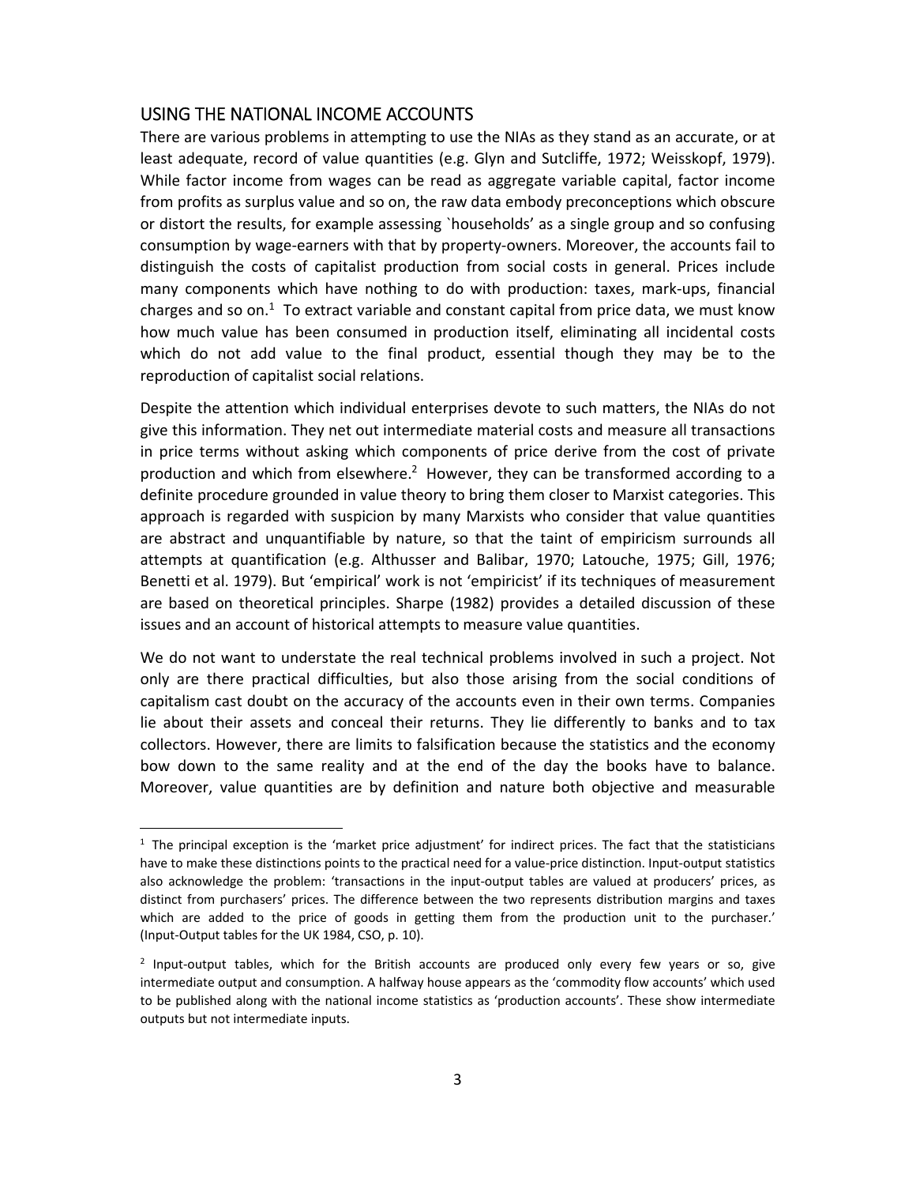## USING THE NATIONAL INCOME ACCOUNTS

There are various problems in attempting to use the NIAs as they stand as an accurate, or at least adequate, record of value quantities (e.g. Glyn and Sutcliffe, 1972; Weisskopf, 1979). While factor income from wages can be read as aggregate variable capital, factor income from profits as surplus value and so on, the raw data embody preconceptions which obscure or distort the results, for example assessing `households' as a single group and so confusing consumption by wage-earners with that by property-owners. Moreover, the accounts fail to distinguish the costs of capitalist production from social costs in general. Prices include many components which have nothing to do with production: taxes, mark-ups, financial charges and so on.[1] To extract variable and constant capital from price data, we must know how much value has been consumed in production itself, eliminating all incidental costs which do not add value to the final product, essential though they may be to the reproduction of capitalist social relations.

Despite the attention which individual enterprises devote to such matters, the NIAs do not give this information. They net out intermediate material costs and measure all transactions in price terms without asking which components of price derive from the cost of private production and which from elsewhere.[2] However, they can be transformed according to a definite procedure grounded in value theory to bring them closer to Marxist categories. This approach is regarded with suspicion by many Marxists who consider that value quantities are abstract and unquantifiable by nature, so that the taint of empiricism surrounds all attempts at quantification (e.g. Althusser and Balibar, 1970; Latouche, 1975; Gill, 1976; Benetti et al. 1979). But 'empirical' work is not 'empiricist' if its techniques of measurement are based on theoretical principles. Sharpe (1982) provides a detailed discussion of these issues and an account of historical attempts to measure value quantities.

We do not want to understate the real technical problems involved in such a project. Not only are there practical difficulties, but also those arising from the social conditions of capitalism cast doubt on the accuracy of the accounts even in their own terms. Companies lie about their assets and conceal their returns. They lie differently to banks and to tax collectors. However, there are limits to falsification because the statistics and the economy bow down to the same reality and at the end of the day the books have to balance. Moreover, value quantities are by definition and nature both objective and measurable

---

[1] The principal exception is the 'market price adjustment' for indirect prices. The fact that the statisticians have to make these distinctions points to the practical need for a value-price distinction. Input-output statistics also acknowledge the problem: 'transactions in the input-output tables are valued at producers' prices, as distinct from purchasers' prices. The difference between the two represents distribution margins and taxes which are added to the price of goods in getting them from the production unit to the purchaser.' (Input-Output tables for the UK 1984, CSO, p. 10).

[2] Input-output tables, which for the British accounts are produced only every few years or so, give intermediate output and consumption. A halfway house appears as the 'commodity flow accounts' which used to be published along with the national income statistics as 'production accounts'. These show intermediate outputs but not intermediate inputs.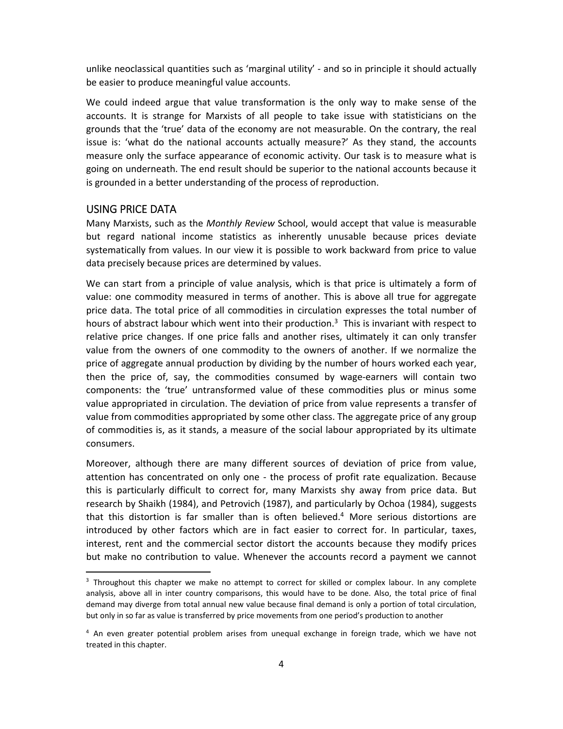unlike neoclassical quantities such as 'marginal utility' - and so in principle it should actually be easier to produce meaningful value accounts.

We could indeed argue that value transformation is the only way to make sense of the accounts. It is strange for Marxists of all people to take issue with statisticians on the grounds that the 'true' data of the economy are not measurable. On the contrary, the real issue is: 'what do the national accounts actually measure?' As they stand, the accounts measure only the surface appearance of economic activity. Our task is to measure what is going on underneath. The end result should be superior to the national accounts because it is grounded in a better understanding of the process of reproduction.

## USING PRICE DATA

Many Marxists, such as the *Monthly Review* School, would accept that value is measurable but regard national income statistics as inherently unusable because prices deviate systematically from values. In our view it is possible to work backward from price to value data precisely because prices are determined by values.

We can start from a principle of value analysis, which is that price is ultimately a form of value: one commodity measured in terms of another. This is above all true for aggregate price data. The total price of all commodities in circulation expresses the total number of hours of abstract labour which went into their production.[3] This is invariant with respect to relative price changes. If one price falls and another rises, ultimately it can only transfer value from the owners of one commodity to the owners of another. If we normalize the price of aggregate annual production by dividing by the number of hours worked each year, then the price of, say, the commodities consumed by wage-earners will contain two components: the 'true' untransformed value of these commodities plus or minus some value appropriated in circulation. The deviation of price from value represents a transfer of value from commodities appropriated by some other class. The aggregate price of any group of commodities is, as it stands, a measure of the social labour appropriated by its ultimate consumers.

Moreover, although there are many different sources of deviation of price from value, attention has concentrated on only one - the process of profit rate equalization. Because this is particularly difficult to correct for, many Marxists shy away from price data. But research by Shaikh (1984), and Petrovich (1987), and particularly by Ochoa (1984), suggests that this distortion is far smaller than is often believed.[4] More serious distortions are introduced by other factors which are in fact easier to correct for. In particular, taxes, interest, rent and the commercial sector distort the accounts because they modify prices but make no contribution to value. Whenever the accounts record a payment we cannot

---

[3] Throughout this chapter we make no attempt to correct for skilled or complex labour. In any complete analysis, above all in inter country comparisons, this would have to be done. Also, the total price of final demand may diverge from total annual new value because final demand is only a portion of total circulation, but only in so far as value is transferred by price movements from one period's production to another

[4] An even greater potential problem arises from unequal exchange in foreign trade, which we have not treated in this chapter.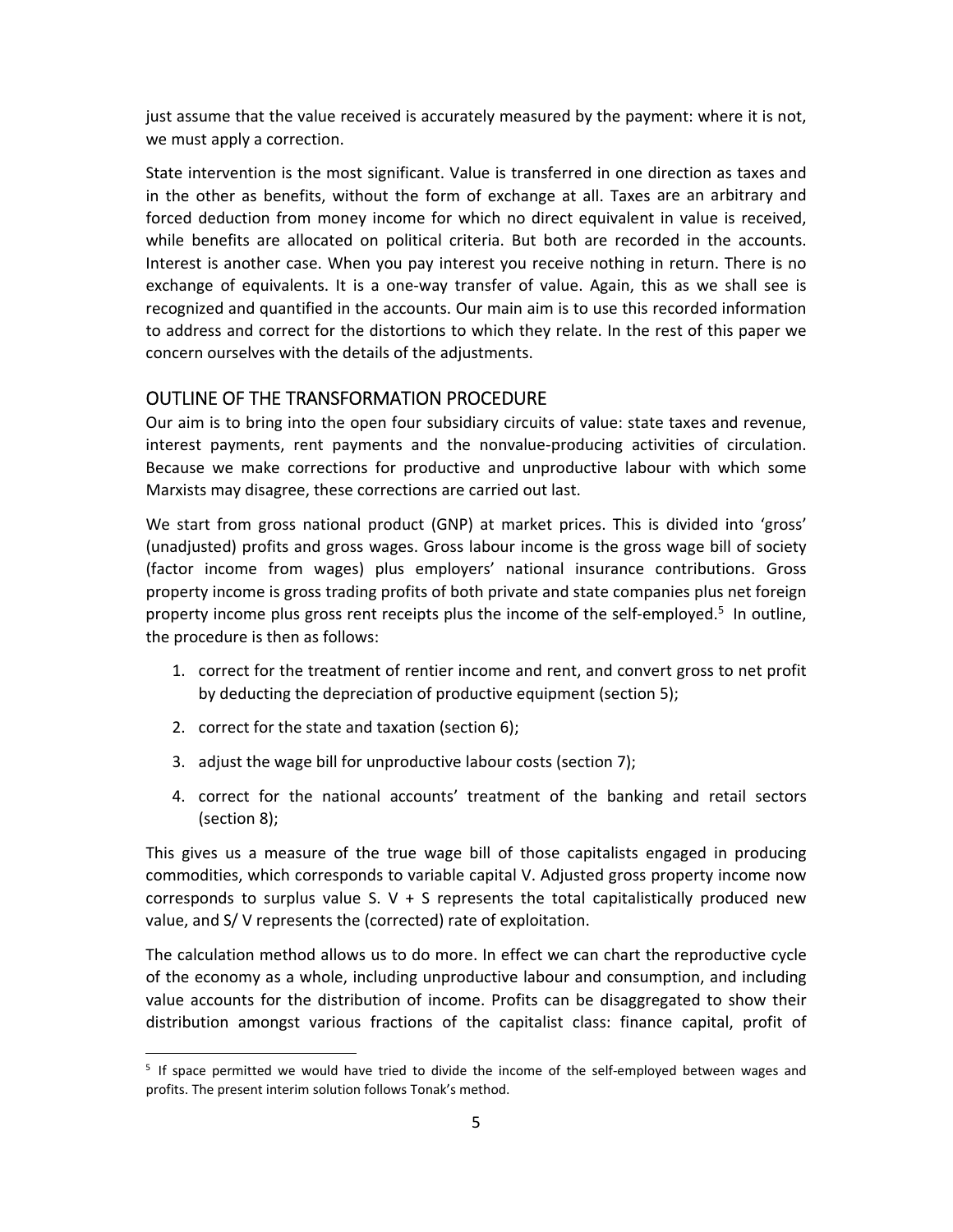just assume that the value received is accurately measured by the payment: where it is not, we must apply a correction.

State intervention is the most significant. Value is transferred in one direction as taxes and in the other as benefits, without the form of exchange at all. Taxes are an arbitrary and forced deduction from money income for which no direct equivalent in value is received, while benefits are allocated on political criteria. But both are recorded in the accounts. Interest is another case. When you pay interest you receive nothing in return. There is no exchange of equivalents. It is a one-way transfer of value. Again, this as we shall see is recognized and quantified in the accounts. Our main aim is to use this recorded information to address and correct for the distortions to which they relate. In the rest of this paper we concern ourselves with the details of the adjustments.

## OUTLINE OF THE TRANSFORMATION PROCEDURE

Our aim is to bring into the open four subsidiary circuits of value: state taxes and revenue, interest payments, rent payments and the nonvalue-producing activities of circulation. Because we make corrections for productive and unproductive labour with which some Marxists may disagree, these corrections are carried out last.

We start from gross national product (GNP) at market prices. This is divided into 'gross' (unadjusted) profits and gross wages. Gross labour income is the gross wage bill of society (factor income from wages) plus employers' national insurance contributions. Gross property income is gross trading profits of both private and state companies plus net foreign property income plus gross rent receipts plus the income of the self-employed.[5] In outline, the procedure is then as follows:

1. correct for the treatment of rentier income and rent, and convert gross to net profit by deducting the depreciation of productive equipment (section 5);
2. correct for the state and taxation (section 6);
3. adjust the wage bill for unproductive labour costs (section 7);
4. correct for the national accounts' treatment of the banking and retail sectors (section 8);

This gives us a measure of the true wage bill of those capitalists engaged in producing commodities, which corresponds to variable capital V. Adjusted gross property income now corresponds to surplus value S. V + S represents the total capitalistically produced new value, and S/ V represents the (corrected) rate of exploitation.

The calculation method allows us to do more. In effect we can chart the reproductive cycle of the economy as a whole, including unproductive labour and consumption, and including value accounts for the distribution of income. Profits can be disaggregated to show their distribution amongst various fractions of the capitalist class: finance capital, profit of

---

[5] If space permitted we would have tried to divide the income of the self-employed between wages and profits. The present interim solution follows Tonak's method.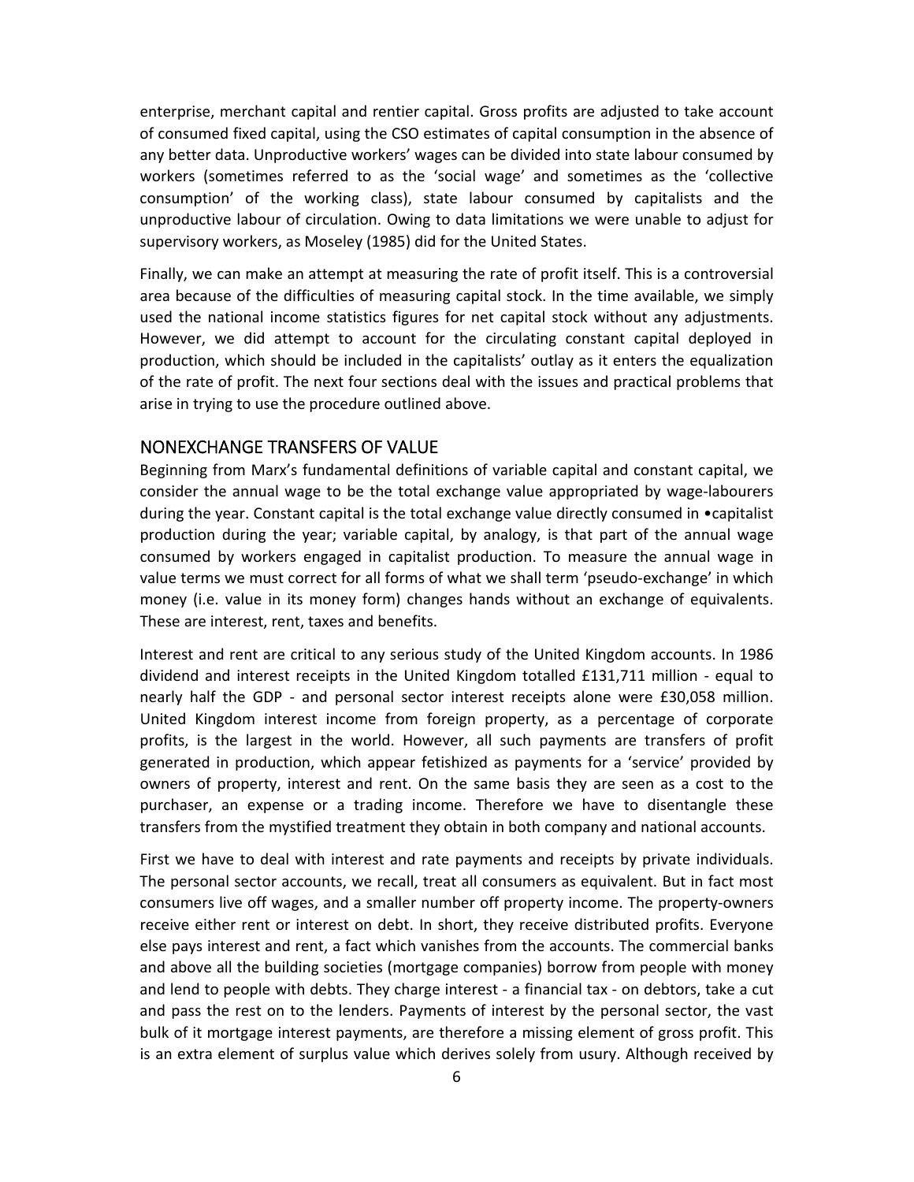enterprise, merchant capital and rentier capital. Gross profits are adjusted to take account of consumed fixed capital, using the CSO estimates of capital consumption in the absence of any better data. Unproductive workers' wages can be divided into state labour consumed by workers (sometimes referred to as the 'social wage' and sometimes as the 'collective consumption' of the working class), state labour consumed by capitalists and the unproductive labour of circulation. Owing to data limitations we were unable to adjust for supervisory workers, as Moseley (1985) did for the United States.

Finally, we can make an attempt at measuring the rate of profit itself. This is a controversial area because of the difficulties of measuring capital stock. In the time available, we simply used the national income statistics figures for net capital stock without any adjustments. However, we did attempt to account for the circulating constant capital deployed in production, which should be included in the capitalists' outlay as it enters the equalization of the rate of profit. The next four sections deal with the issues and practical problems that arise in trying to use the procedure outlined above.

## NONEXCHANGE TRANSFERS OF VALUE

Beginning from Marx's fundamental definitions of variable capital and constant capital, we consider the annual wage to be the total exchange value appropriated by wage-labourers during the year. Constant capital is the total exchange value directly consumed in •capitalist production during the year; variable capital, by analogy, is that part of the annual wage consumed by workers engaged in capitalist production. To measure the annual wage in value terms we must correct for all forms of what we shall term 'pseudo-exchange' in which money (i.e. value in its money form) changes hands without an exchange of equivalents. These are interest, rent, taxes and benefits.

Interest and rent are critical to any serious study of the United Kingdom accounts. In 1986 dividend and interest receipts in the United Kingdom totalled £131,711 million - equal to nearly half the GDP - and personal sector interest receipts alone were £30,058 million. United Kingdom interest income from foreign property, as a percentage of corporate profits, is the largest in the world. However, all such payments are transfers of profit generated in production, which appear fetishized as payments for a 'service' provided by owners of property, interest and rent. On the same basis they are seen as a cost to the purchaser, an expense or a trading income. Therefore we have to disentangle these transfers from the mystified treatment they obtain in both company and national accounts.

First we have to deal with interest and rate payments and receipts by private individuals. The personal sector accounts, we recall, treat all consumers as equivalent. But in fact most consumers live off wages, and a smaller number off property income. The property-owners receive either rent or interest on debt. In short, they receive distributed profits. Everyone else pays interest and rent, a fact which vanishes from the accounts. The commercial banks and above all the building societies (mortgage companies) borrow from people with money and lend to people with debts. They charge interest - a financial tax - on debtors, take a cut and pass the rest on to the lenders. Payments of interest by the personal sector, the vast bulk of it mortgage interest payments, are therefore a missing element of gross profit. This is an extra element of surplus value which derives solely from usury. Although received by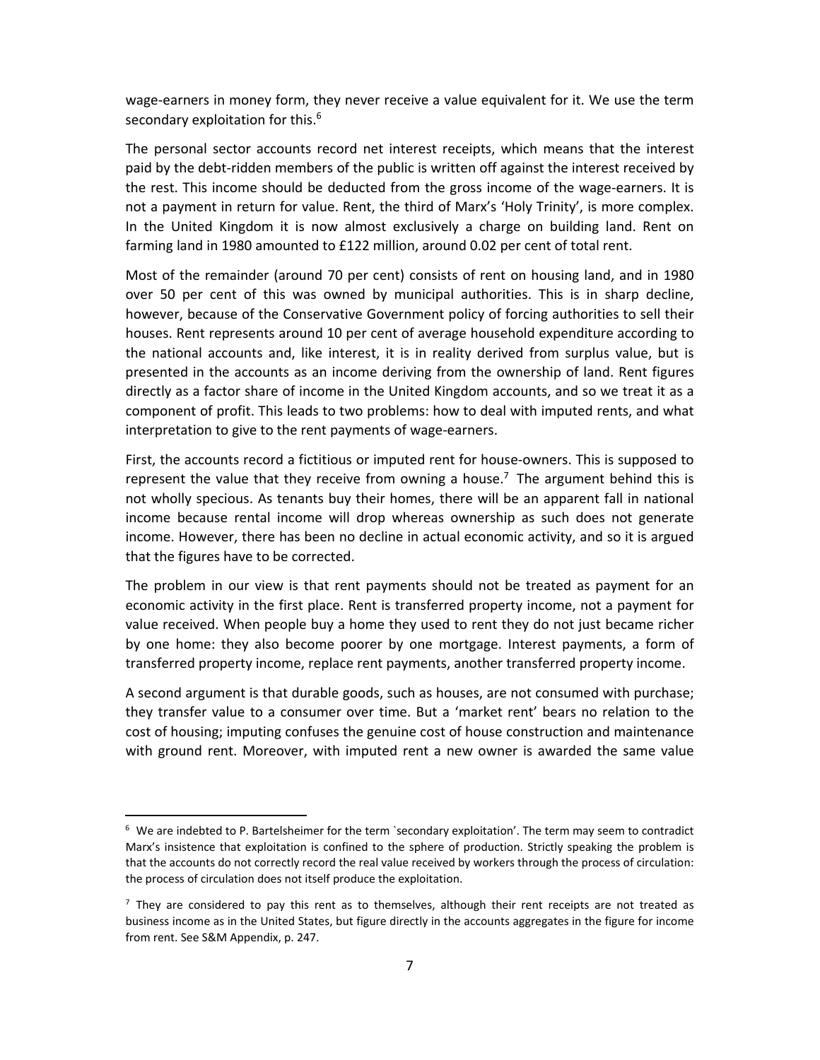wage-earners in money form, they never receive a value equivalent for it. We use the term secondary exploitation for this.[6]

The personal sector accounts record net interest receipts, which means that the interest paid by the debt-ridden members of the public is written off against the interest received by the rest. This income should be deducted from the gross income of the wage-earners. It is not a payment in return for value. Rent, the third of Marx's 'Holy Trinity', is more complex. In the United Kingdom it is now almost exclusively a charge on building land. Rent on farming land in 1980 amounted to £122 million, around 0.02 per cent of total rent.

Most of the remainder (around 70 per cent) consists of rent on housing land, and in 1980 over 50 per cent of this was owned by municipal authorities. This is in sharp decline, however, because of the Conservative Government policy of forcing authorities to sell their houses. Rent represents around 10 per cent of average household expenditure according to the national accounts and, like interest, it is in reality derived from surplus value, but is presented in the accounts as an income deriving from the ownership of land. Rent figures directly as a factor share of income in the United Kingdom accounts, and so we treat it as a component of profit. This leads to two problems: how to deal with imputed rents, and what interpretation to give to the rent payments of wage-earners.

First, the accounts record a fictitious or imputed rent for house-owners. This is supposed to represent the value that they receive from owning a house.[7] The argument behind this is not wholly specious. As tenants buy their homes, there will be an apparent fall in national income because rental income will drop whereas ownership as such does not generate income. However, there has been no decline in actual economic activity, and so it is argued that the figures have to be corrected.

The problem in our view is that rent payments should not be treated as payment for an economic activity in the first place. Rent is transferred property income, not a payment for value received. When people buy a home they used to rent they do not just became richer by one home: they also become poorer by one mortgage. Interest payments, a form of transferred property income, replace rent payments, another transferred property income.

A second argument is that durable goods, such as houses, are not consumed with purchase; they transfer value to a consumer over time. But a 'market rent' bears no relation to the cost of housing; imputing confuses the genuine cost of house construction and maintenance with ground rent. Moreover, with imputed rent a new owner is awarded the same value

---

[6] We are indebted to P. Bartelsheimer for the term `secondary exploitation'. The term may seem to contradict Marx's insistence that exploitation is confined to the sphere of production. Strictly speaking the problem is that the accounts do not correctly record the real value received by workers through the process of circulation: the process of circulation does not itself produce the exploitation.

[7] They are considered to pay this rent as to themselves, although their rent receipts are not treated as business income as in the United States, but figure directly in the accounts aggregates in the figure for income from rent. See S&M Appendix, p. 247.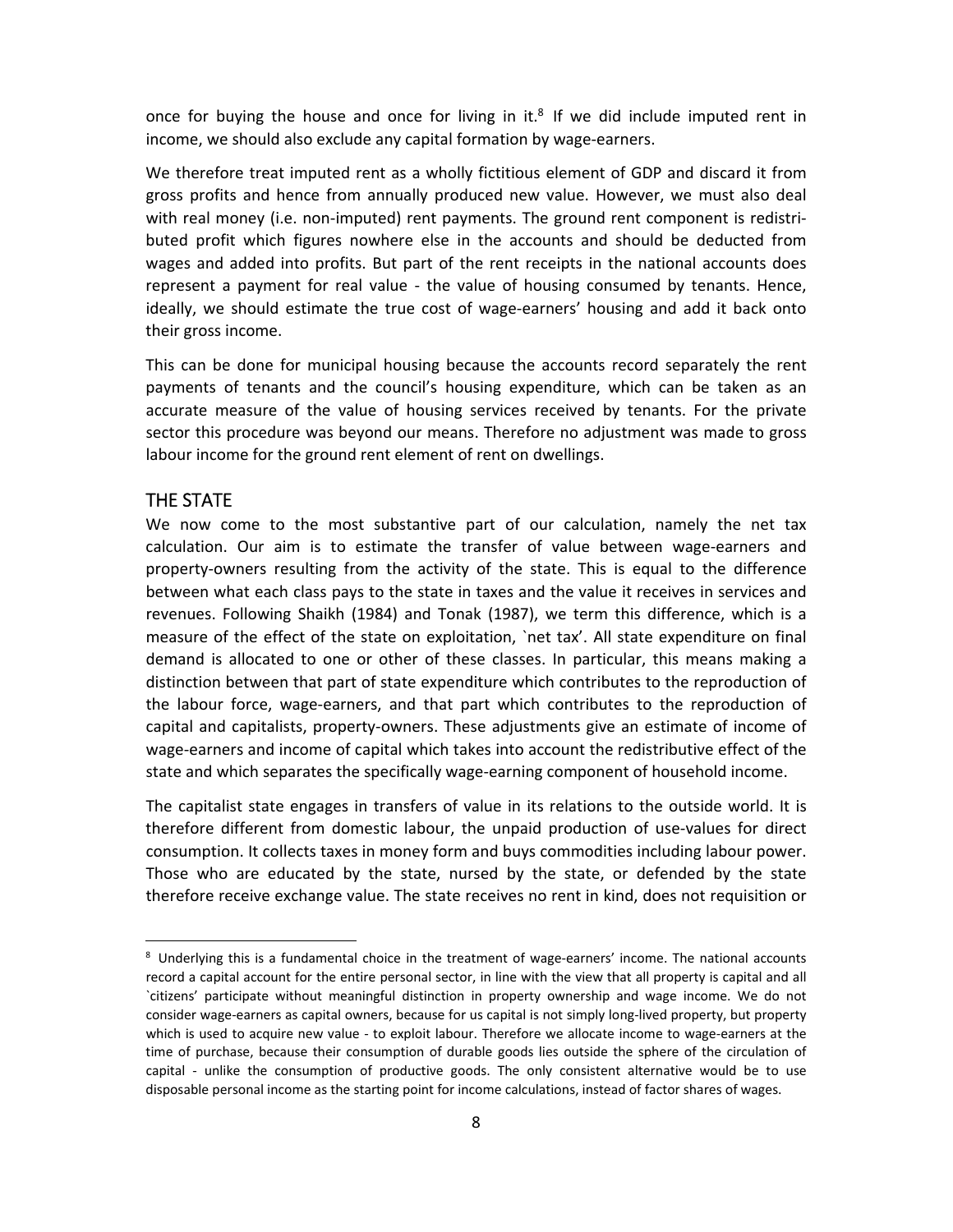once for buying the house and once for living in it.[8] If we did include imputed rent in income, we should also exclude any capital formation by wage-earners.

We therefore treat imputed rent as a wholly fictitious element of GDP and discard it from gross profits and hence from annually produced new value. However, we must also deal with real money (i.e. non-imputed) rent payments. The ground rent component is redistributed profit which figures nowhere else in the accounts and should be deducted from wages and added into profits. But part of the rent receipts in the national accounts does represent a payment for real value - the value of housing consumed by tenants. Hence, ideally, we should estimate the true cost of wage-earners' housing and add it back onto their gross income.

This can be done for municipal housing because the accounts record separately the rent payments of tenants and the council's housing expenditure, which can be taken as an accurate measure of the value of housing services received by tenants. For the private sector this procedure was beyond our means. Therefore no adjustment was made to gross labour income for the ground rent element of rent on dwellings.

## THE STATE

We now come to the most substantive part of our calculation, namely the net tax calculation. Our aim is to estimate the transfer of value between wage-earners and property-owners resulting from the activity of the state. This is equal to the difference between what each class pays to the state in taxes and the value it receives in services and revenues. Following Shaikh (1984) and Tonak (1987), we term this difference, which is a measure of the effect of the state on exploitation, `net tax'. All state expenditure on final demand is allocated to one or other of these classes. In particular, this means making a distinction between that part of state expenditure which contributes to the reproduction of the labour force, wage-earners, and that part which contributes to the reproduction of capital and capitalists, property-owners. These adjustments give an estimate of income of wage-earners and income of capital which takes into account the redistributive effect of the state and which separates the specifically wage-earning component of household income.

The capitalist state engages in transfers of value in its relations to the outside world. It is therefore different from domestic labour, the unpaid production of use-values for direct consumption. It collects taxes in money form and buys commodities including labour power. Those who are educated by the state, nursed by the state, or defended by the state therefore receive exchange value. The state receives no rent in kind, does not requisition or

---

[8] Underlying this is a fundamental choice in the treatment of wage-earners' income. The national accounts record a capital account for the entire personal sector, in line with the view that all property is capital and all `citizens' participate without meaningful distinction in property ownership and wage income. We do not consider wage-earners as capital owners, because for us capital is not simply long-lived property, but property which is used to acquire new value - to exploit labour. Therefore we allocate income to wage-earners at the time of purchase, because their consumption of durable goods lies outside the sphere of the circulation of capital - unlike the consumption of productive goods. The only consistent alternative would be to use disposable personal income as the starting point for income calculations, instead of factor shares of wages.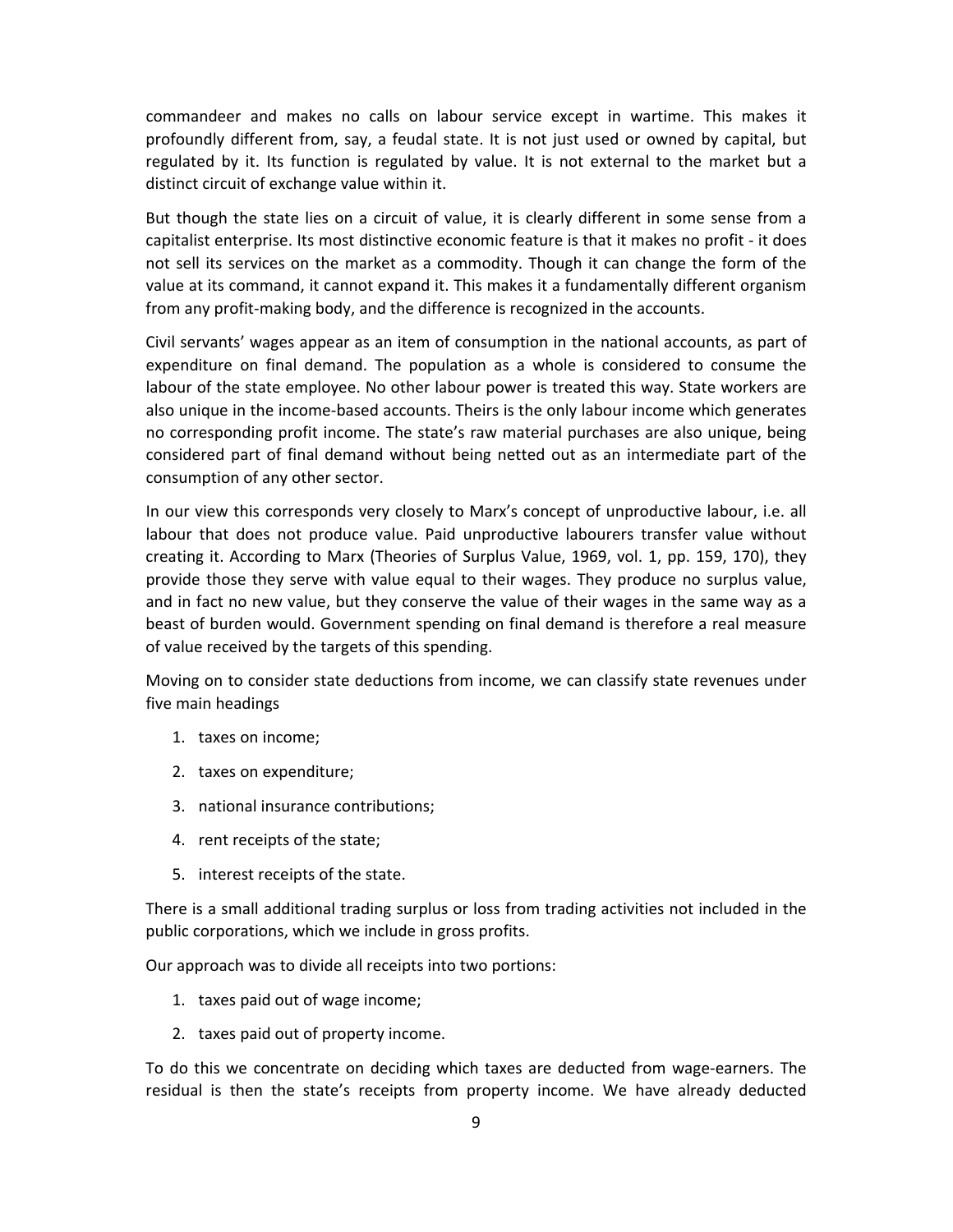commandeer and makes no calls on labour service except in wartime. This makes it profoundly different from, say, a feudal state. It is not just used or owned by capital, but regulated by it. Its function is regulated by value. It is not external to the market but a distinct circuit of exchange value within it.

But though the state lies on a circuit of value, it is clearly different in some sense from a capitalist enterprise. Its most distinctive economic feature is that it makes no profit - it does not sell its services on the market as a commodity. Though it can change the form of the value at its command, it cannot expand it. This makes it a fundamentally different organism from any profit-making body, and the difference is recognized in the accounts.

Civil servants' wages appear as an item of consumption in the national accounts, as part of expenditure on final demand. The population as a whole is considered to consume the labour of the state employee. No other labour power is treated this way. State workers are also unique in the income-based accounts. Theirs is the only labour income which generates no corresponding profit income. The state's raw material purchases are also unique, being considered part of final demand without being netted out as an intermediate part of the consumption of any other sector.

In our view this corresponds very closely to Marx's concept of unproductive labour, i.e. all labour that does not produce value. Paid unproductive labourers transfer value without creating it. According to Marx (Theories of Surplus Value, 1969, vol. 1, pp. 159, 170), they provide those they serve with value equal to their wages. They produce no surplus value, and in fact no new value, but they conserve the value of their wages in the same way as a beast of burden would. Government spending on final demand is therefore a real measure of value received by the targets of this spending.

Moving on to consider state deductions from income, we can classify state revenues under five main headings

1. taxes on income;
2. taxes on expenditure;
3. national insurance contributions;
4. rent receipts of the state;
5. interest receipts of the state.

There is a small additional trading surplus or loss from trading activities not included in the public corporations, which we include in gross profits.

Our approach was to divide all receipts into two portions:

1. taxes paid out of wage income;
2. taxes paid out of property income.

To do this we concentrate on deciding which taxes are deducted from wage-earners. The residual is then the state's receipts from property income. We have already deducted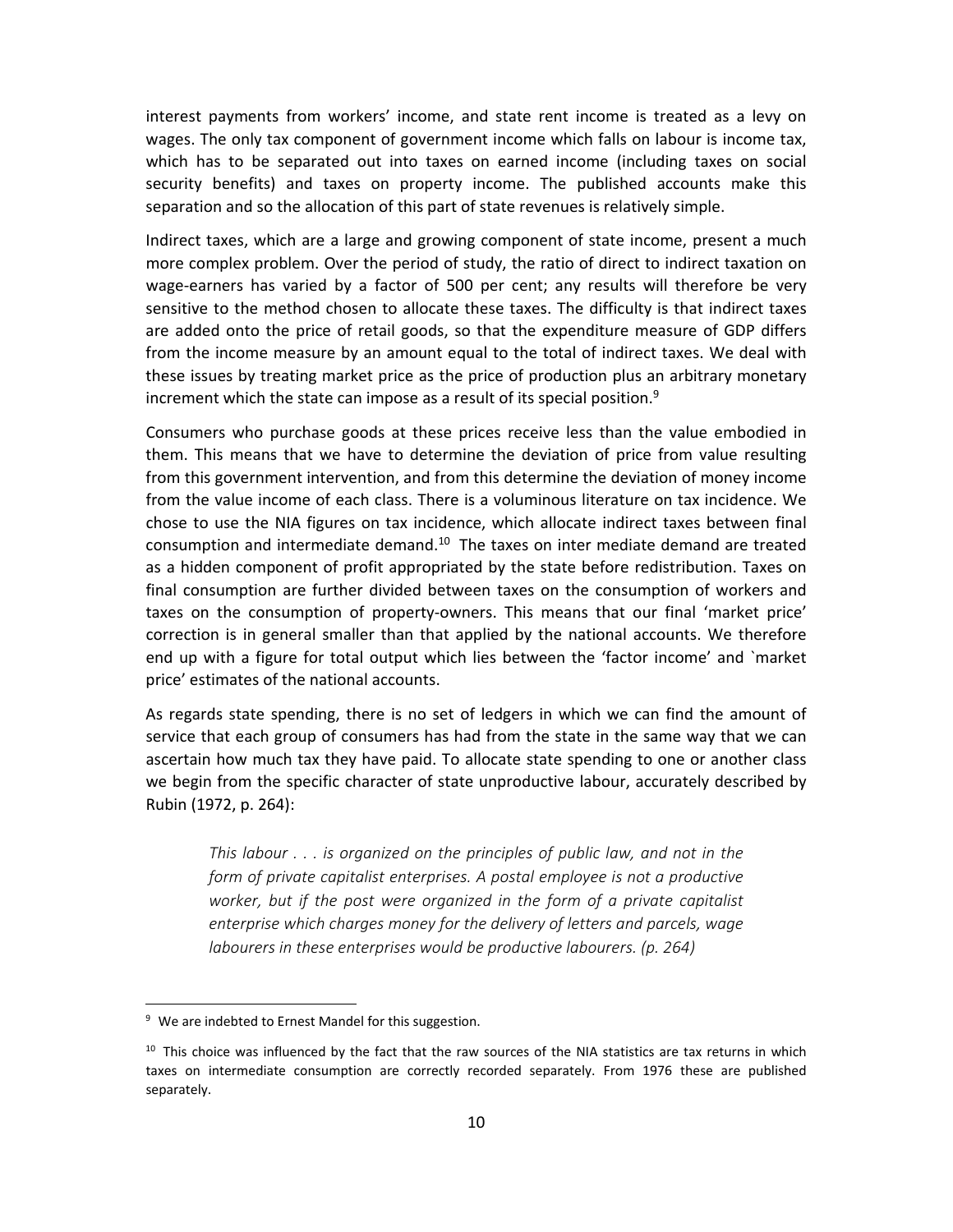interest payments from workers' income, and state rent income is treated as a levy on wages. The only tax component of government income which falls on labour is income tax, which has to be separated out into taxes on earned income (including taxes on social security benefits) and taxes on property income. The published accounts make this separation and so the allocation of this part of state revenues is relatively simple.

Indirect taxes, which are a large and growing component of state income, present a much more complex problem. Over the period of study, the ratio of direct to indirect taxation on wage-earners has varied by a factor of 500 per cent; any results will therefore be very sensitive to the method chosen to allocate these taxes. The difficulty is that indirect taxes are added onto the price of retail goods, so that the expenditure measure of GDP differs from the income measure by an amount equal to the total of indirect taxes. We deal with these issues by treating market price as the price of production plus an arbitrary monetary increment which the state can impose as a result of its special position.[9]

Consumers who purchase goods at these prices receive less than the value embodied in them. This means that we have to determine the deviation of price from value resulting from this government intervention, and from this determine the deviation of money income from the value income of each class. There is a voluminous literature on tax incidence. We chose to use the NIA figures on tax incidence, which allocate indirect taxes between final consumption and intermediate demand.[10] The taxes on inter mediate demand are treated as a hidden component of profit appropriated by the state before redistribution. Taxes on final consumption are further divided between taxes on the consumption of workers and taxes on the consumption of property-owners. This means that our final 'market price' correction is in general smaller than that applied by the national accounts. We therefore end up with a figure for total output which lies between the 'factor income' and `market price' estimates of the national accounts.

As regards state spending, there is no set of ledgers in which we can find the amount of service that each group of consumers has had from the state in the same way that we can ascertain how much tax they have paid. To allocate state spending to one or another class we begin from the specific character of state unproductive labour, accurately described by Rubin (1972, p. 264):

> *This labour . . . is organized on the principles of public law, and not in the form of private capitalist enterprises. A postal employee is not a productive worker, but if the post were organized in the form of a private capitalist enterprise which charges money for the delivery of letters and parcels, wage labourers in these enterprises would be productive labourers. (p. 264)*

---

[9] We are indebted to Ernest Mandel for this suggestion.

[10] This choice was influenced by the fact that the raw sources of the NIA statistics are tax returns in which taxes on intermediate consumption are correctly recorded separately. From 1976 these are published separately.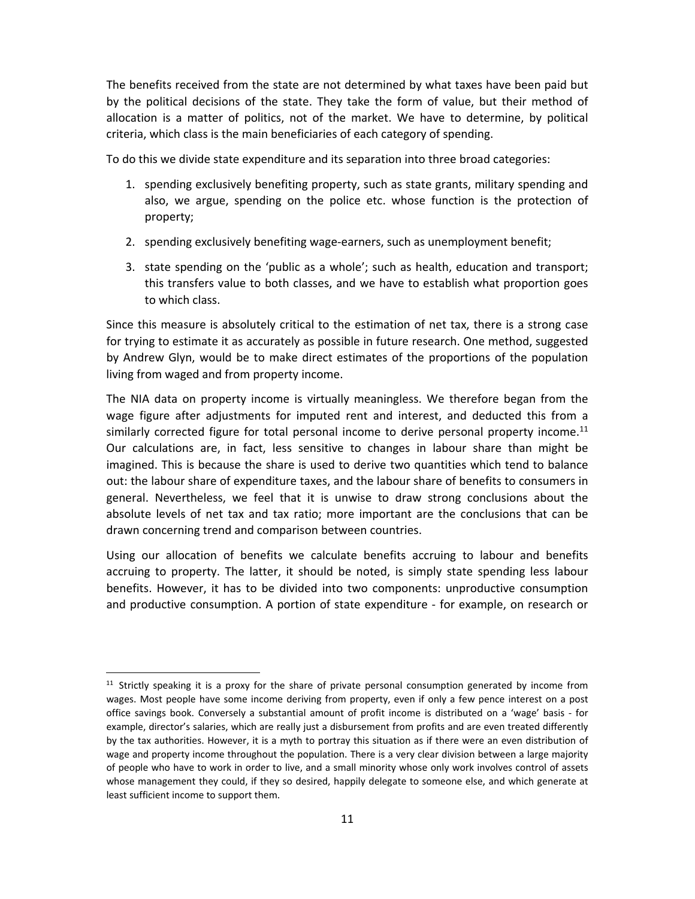The benefits received from the state are not determined by what taxes have been paid but by the political decisions of the state. They take the form of value, but their method of allocation is a matter of politics, not of the market. We have to determine, by political criteria, which class is the main beneficiaries of each category of spending.

To do this we divide state expenditure and its separation into three broad categories:

1. spending exclusively benefiting property, such as state grants, military spending and also, we argue, spending on the police etc. whose function is the protection of property;
2. spending exclusively benefiting wage-earners, such as unemployment benefit;
3. state spending on the 'public as a whole'; such as health, education and transport; this transfers value to both classes, and we have to establish what proportion goes to which class.

Since this measure is absolutely critical to the estimation of net tax, there is a strong case for trying to estimate it as accurately as possible in future research. One method, suggested by Andrew Glyn, would be to make direct estimates of the proportions of the population living from waged and from property income.

The NIA data on property income is virtually meaningless. We therefore began from the wage figure after adjustments for imputed rent and interest, and deducted this from a similarly corrected figure for total personal income to derive personal property income.[11] Our calculations are, in fact, less sensitive to changes in labour share than might be imagined. This is because the share is used to derive two quantities which tend to balance out: the labour share of expenditure taxes, and the labour share of benefits to consumers in general. Nevertheless, we feel that it is unwise to draw strong conclusions about the absolute levels of net tax and tax ratio; more important are the conclusions that can be drawn concerning trend and comparison between countries.

Using our allocation of benefits we calculate benefits accruing to labour and benefits accruing to property. The latter, it should be noted, is simply state spending less labour benefits. However, it has to be divided into two components: unproductive consumption and productive consumption. A portion of state expenditure - for example, on research or

[11] Strictly speaking it is a proxy for the share of private personal consumption generated by income from wages. Most people have some income deriving from property, even if only a few pence interest on a post office savings book. Conversely a substantial amount of profit income is distributed on a 'wage' basis - for example, director's salaries, which are really just a disbursement from profits and are even treated differently by the tax authorities. However, it is a myth to portray this situation as if there were an even distribution of wage and property income throughout the population. There is a very clear division between a large majority of people who have to work in order to live, and a small minority whose only work involves control of assets whose management they could, if they so desired, happily delegate to someone else, and which generate at least sufficient income to support them.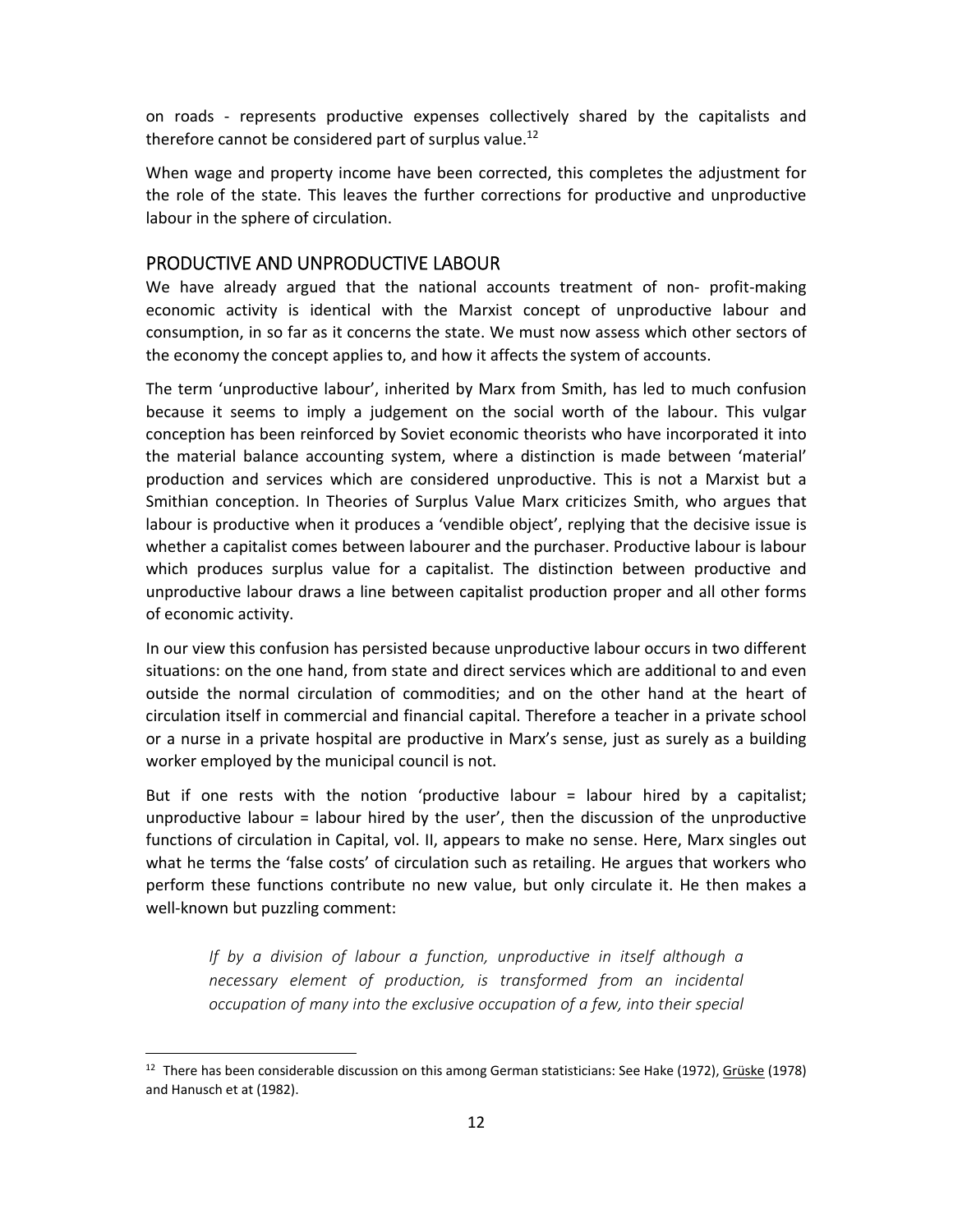on roads - represents productive expenses collectively shared by the capitalists and therefore cannot be considered part of surplus value.[12]

When wage and property income have been corrected, this completes the adjustment for the role of the state. This leaves the further corrections for productive and unproductive labour in the sphere of circulation.

## PRODUCTIVE AND UNPRODUCTIVE LABOUR

We have already argued that the national accounts treatment of non- profit-making economic activity is identical with the Marxist concept of unproductive labour and consumption, in so far as it concerns the state. We must now assess which other sectors of the economy the concept applies to, and how it affects the system of accounts.

The term 'unproductive labour', inherited by Marx from Smith, has led to much confusion because it seems to imply a judgement on the social worth of the labour. This vulgar conception has been reinforced by Soviet economic theorists who have incorporated it into the material balance accounting system, where a distinction is made between 'material' production and services which are considered unproductive. This is not a Marxist but a Smithian conception. In Theories of Surplus Value Marx criticizes Smith, who argues that labour is productive when it produces a 'vendible object', replying that the decisive issue is whether a capitalist comes between labourer and the purchaser. Productive labour is labour which produces surplus value for a capitalist. The distinction between productive and unproductive labour draws a line between capitalist production proper and all other forms of economic activity.

In our view this confusion has persisted because unproductive labour occurs in two different situations: on the one hand, from state and direct services which are additional to and even outside the normal circulation of commodities; and on the other hand at the heart of circulation itself in commercial and financial capital. Therefore a teacher in a private school or a nurse in a private hospital are productive in Marx's sense, just as surely as a building worker employed by the municipal council is not.

But if one rests with the notion 'productive labour = labour hired by a capitalist; unproductive labour = labour hired by the user', then the discussion of the unproductive functions of circulation in Capital, vol. II, appears to make no sense. Here, Marx singles out what he terms the 'false costs' of circulation such as retailing. He argues that workers who perform these functions contribute no new value, but only circulate it. He then makes a well-known but puzzling comment:

> *If by a division of labour a function, unproductive in itself although a necessary element of production, is transformed from an incidental occupation of many into the exclusive occupation of a few, into their special*

[12] There has been considerable discussion on this among German statisticians: See Hake (1972), Grüske (1978) and Hanusch et at (1982).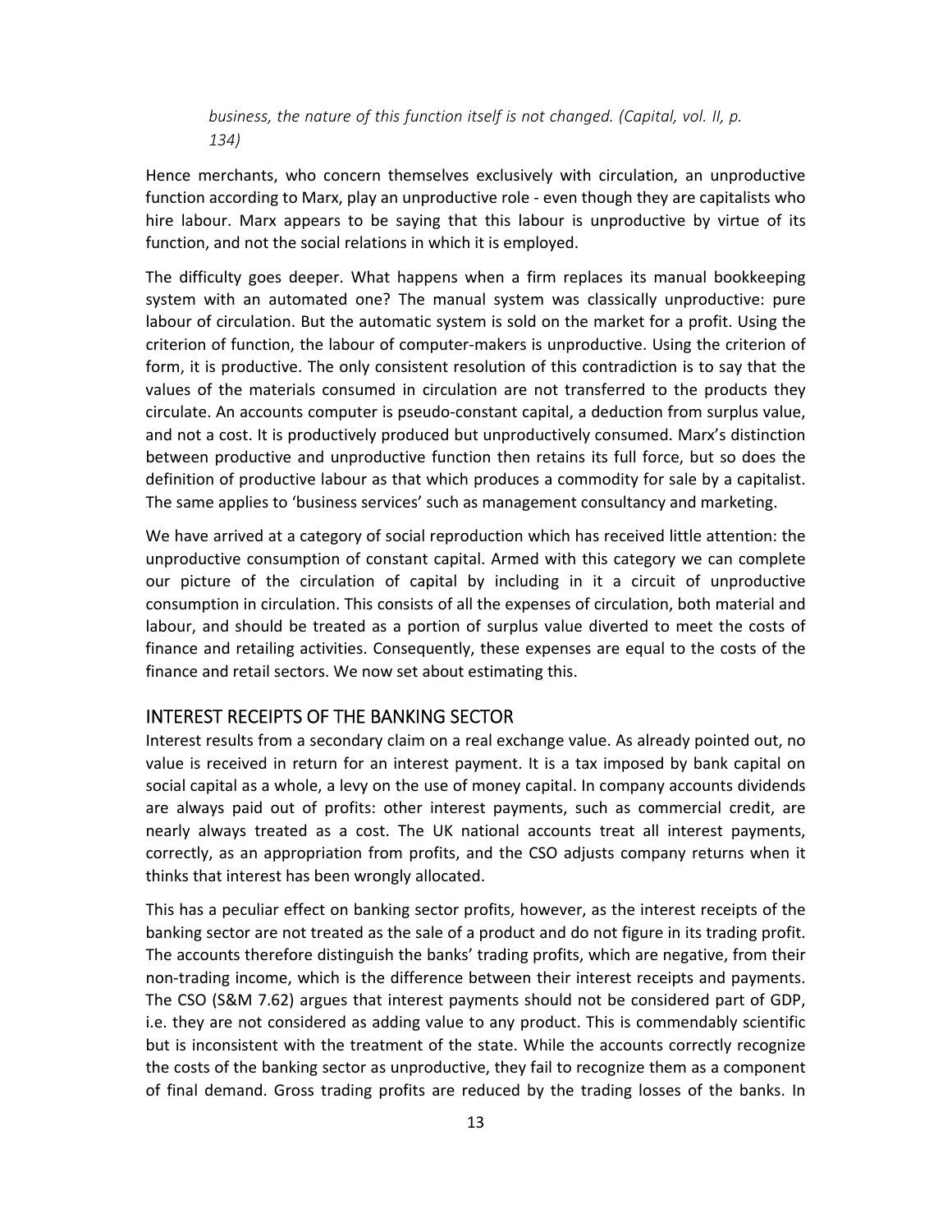> *business, the nature of this function itself is not changed. (Capital, vol. II, p. 134)*

Hence merchants, who concern themselves exclusively with circulation, an unproductive function according to Marx, play an unproductive role - even though they are capitalists who hire labour. Marx appears to be saying that this labour is unproductive by virtue of its function, and not the social relations in which it is employed.

The difficulty goes deeper. What happens when a firm replaces its manual bookkeeping system with an automated one? The manual system was classically unproductive: pure labour of circulation. But the automatic system is sold on the market for a profit. Using the criterion of function, the labour of computer-makers is unproductive. Using the criterion of form, it is productive. The only consistent resolution of this contradiction is to say that the values of the materials consumed in circulation are not transferred to the products they circulate. An accounts computer is pseudo-constant capital, a deduction from surplus value, and not a cost. It is productively produced but unproductively consumed. Marx's distinction between productive and unproductive function then retains its full force, but so does the definition of productive labour as that which produces a commodity for sale by a capitalist. The same applies to 'business services' such as management consultancy and marketing.

We have arrived at a category of social reproduction which has received little attention: the unproductive consumption of constant capital. Armed with this category we can complete our picture of the circulation of capital by including in it a circuit of unproductive consumption in circulation. This consists of all the expenses of circulation, both material and labour, and should be treated as a portion of surplus value diverted to meet the costs of finance and retailing activities. Consequently, these expenses are equal to the costs of the finance and retail sectors. We now set about estimating this.

## INTEREST RECEIPTS OF THE BANKING SECTOR

Interest results from a secondary claim on a real exchange value. As already pointed out, no value is received in return for an interest payment. It is a tax imposed by bank capital on social capital as a whole, a levy on the use of money capital. In company accounts dividends are always paid out of profits: other interest payments, such as commercial credit, are nearly always treated as a cost. The UK national accounts treat all interest payments, correctly, as an appropriation from profits, and the CSO adjusts company returns when it thinks that interest has been wrongly allocated.

This has a peculiar effect on banking sector profits, however, as the interest receipts of the banking sector are not treated as the sale of a product and do not figure in its trading profit. The accounts therefore distinguish the banks' trading profits, which are negative, from their non-trading income, which is the difference between their interest receipts and payments. The CSO (S&M 7.62) argues that interest payments should not be considered part of GDP, i.e. they are not considered as adding value to any product. This is commendably scientific but is inconsistent with the treatment of the state. While the accounts correctly recognize the costs of the banking sector as unproductive, they fail to recognize them as a component of final demand. Gross trading profits are reduced by the trading losses of the banks. In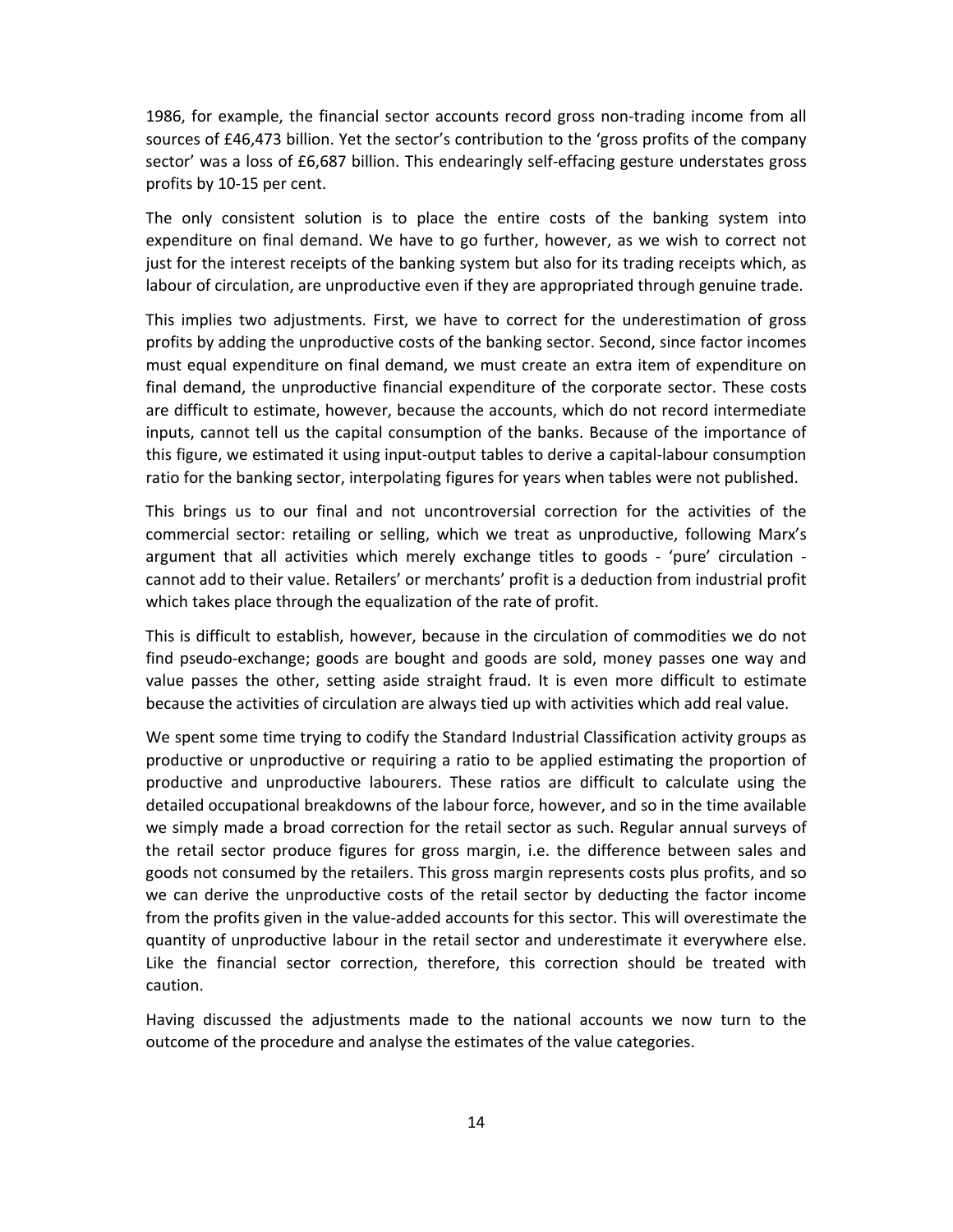1986, for example, the financial sector accounts record gross non-trading income from all sources of £46,473 billion. Yet the sector's contribution to the 'gross profits of the company sector' was a loss of £6,687 billion. This endearingly self-effacing gesture understates gross profits by 10-15 per cent.

The only consistent solution is to place the entire costs of the banking system into expenditure on final demand. We have to go further, however, as we wish to correct not just for the interest receipts of the banking system but also for its trading receipts which, as labour of circulation, are unproductive even if they are appropriated through genuine trade.

This implies two adjustments. First, we have to correct for the underestimation of gross profits by adding the unproductive costs of the banking sector. Second, since factor incomes must equal expenditure on final demand, we must create an extra item of expenditure on final demand, the unproductive financial expenditure of the corporate sector. These costs are difficult to estimate, however, because the accounts, which do not record intermediate inputs, cannot tell us the capital consumption of the banks. Because of the importance of this figure, we estimated it using input-output tables to derive a capital-labour consumption ratio for the banking sector, interpolating figures for years when tables were not published.

This brings us to our final and not uncontroversial correction for the activities of the commercial sector: retailing or selling, which we treat as unproductive, following Marx's argument that all activities which merely exchange titles to goods - 'pure' circulation - cannot add to their value. Retailers' or merchants' profit is a deduction from industrial profit which takes place through the equalization of the rate of profit.

This is difficult to establish, however, because in the circulation of commodities we do not find pseudo-exchange; goods are bought and goods are sold, money passes one way and value passes the other, setting aside straight fraud. It is even more difficult to estimate because the activities of circulation are always tied up with activities which add real value.

We spent some time trying to codify the Standard Industrial Classification activity groups as productive or unproductive or requiring a ratio to be applied estimating the proportion of productive and unproductive labourers. These ratios are difficult to calculate using the detailed occupational breakdowns of the labour force, however, and so in the time available we simply made a broad correction for the retail sector as such. Regular annual surveys of the retail sector produce figures for gross margin, i.e. the difference between sales and goods not consumed by the retailers. This gross margin represents costs plus profits, and so we can derive the unproductive costs of the retail sector by deducting the factor income from the profits given in the value-added accounts for this sector. This will overestimate the quantity of unproductive labour in the retail sector and underestimate it everywhere else. Like the financial sector correction, therefore, this correction should be treated with caution.

Having discussed the adjustments made to the national accounts we now turn to the outcome of the procedure and analyse the estimates of the value categories.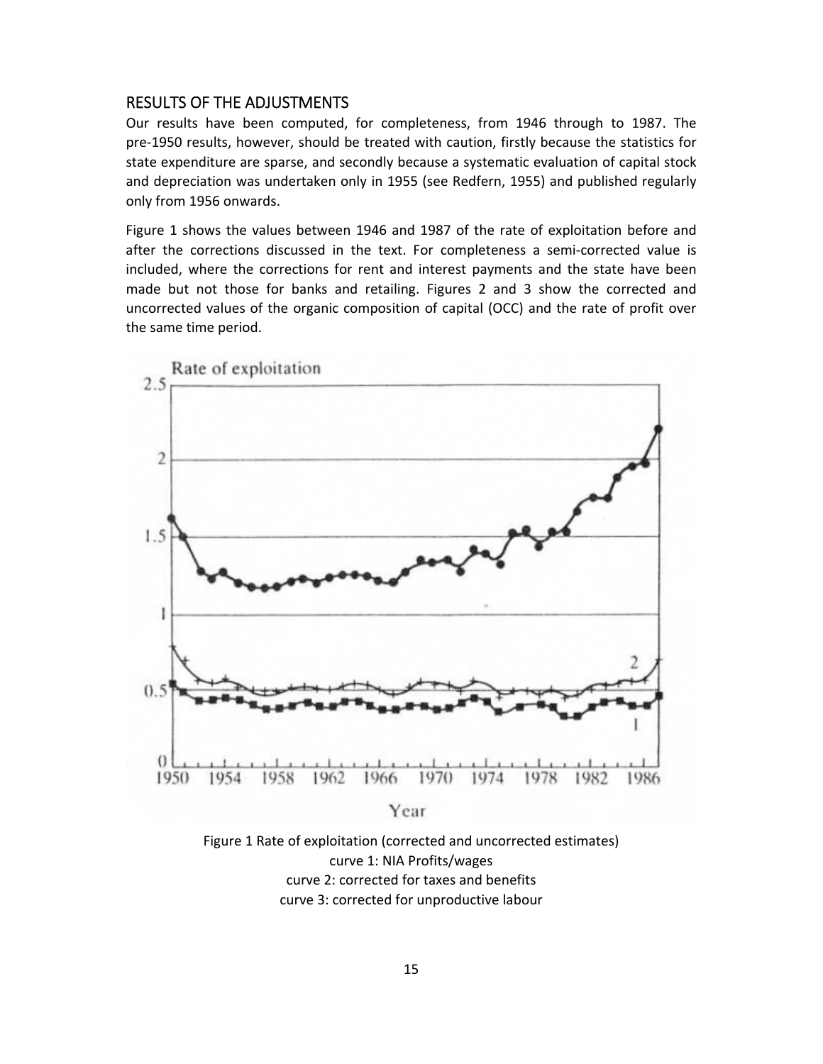## RESULTS OF THE ADJUSTMENTS

Our results have been computed, for completeness, from 1946 through to 1987. The pre-1950 results, however, should be treated with caution, firstly because the statistics for state expenditure are sparse, and secondly because a systematic evaluation of capital stock and depreciation was undertaken only in 1955 (see Redfern, 1955) and published regularly only from 1956 onwards.

Figure 1 shows the values between 1946 and 1987 of the rate of exploitation before and after the corrections discussed in the text. For completeness a semi-corrected value is included, where the corrections for rent and interest payments and the state have been made but not those for banks and retailing. Figures 2 and 3 show the corrected and uncorrected values of the organic composition of capital (OCC) and the rate of profit over the same time period.

Figure 1 Rate of exploitation (corrected and uncorrected estimates)
curve 1: NIA Profits/wages
curve 2: corrected for taxes and benefits
curve 3: corrected for unproductive labour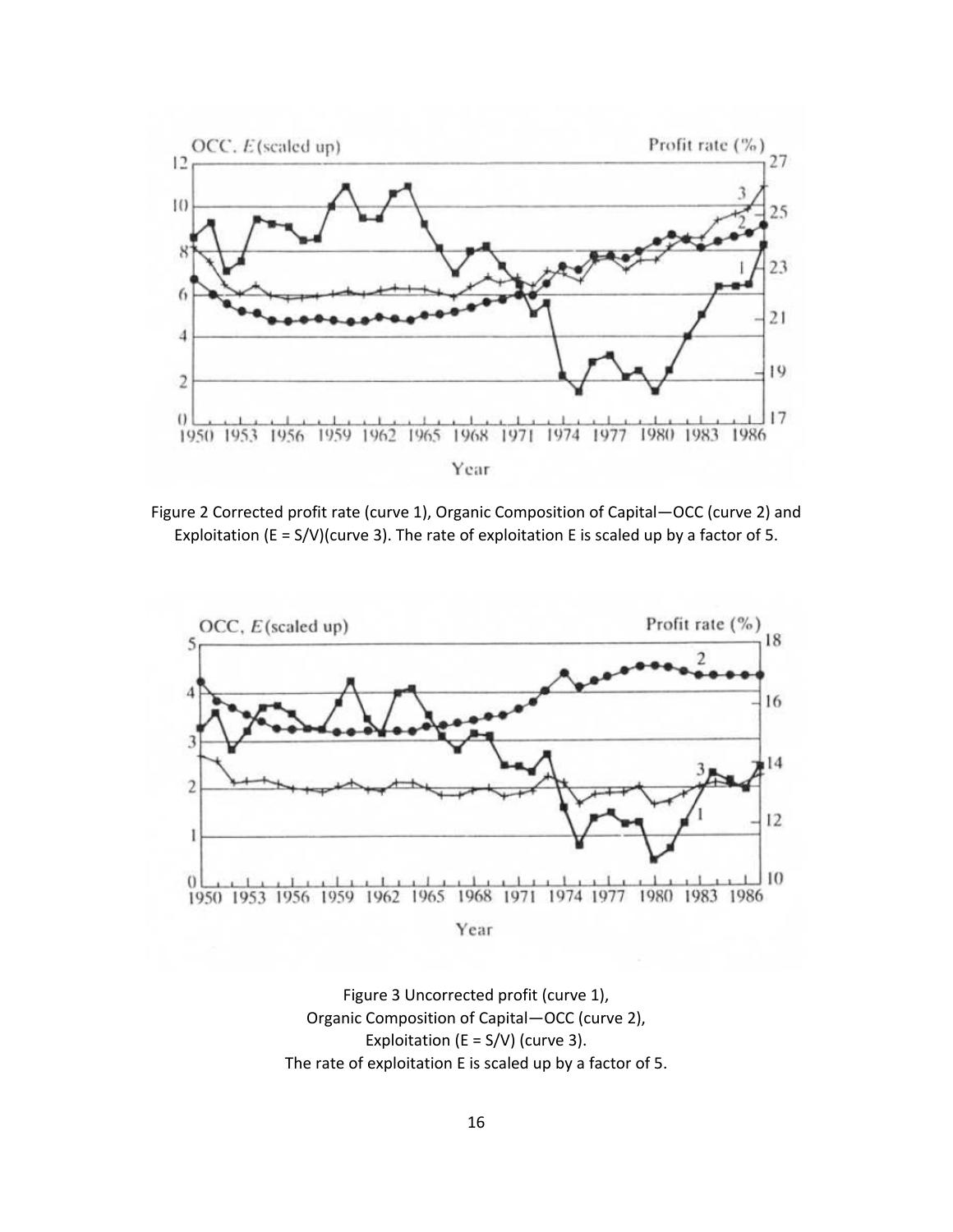Figure 2 Corrected profit rate (curve 1), Organic Composition of Capital—OCC (curve 2) and Exploitation (E = S/V)(curve 3). The rate of exploitation E is scaled up by a factor of 5.

Figure 3 Uncorrected profit (curve 1),
Organic Composition of Capital—OCC (curve 2),
Exploitation (E = S/V) (curve 3).
The rate of exploitation E is scaled up by a factor of 5.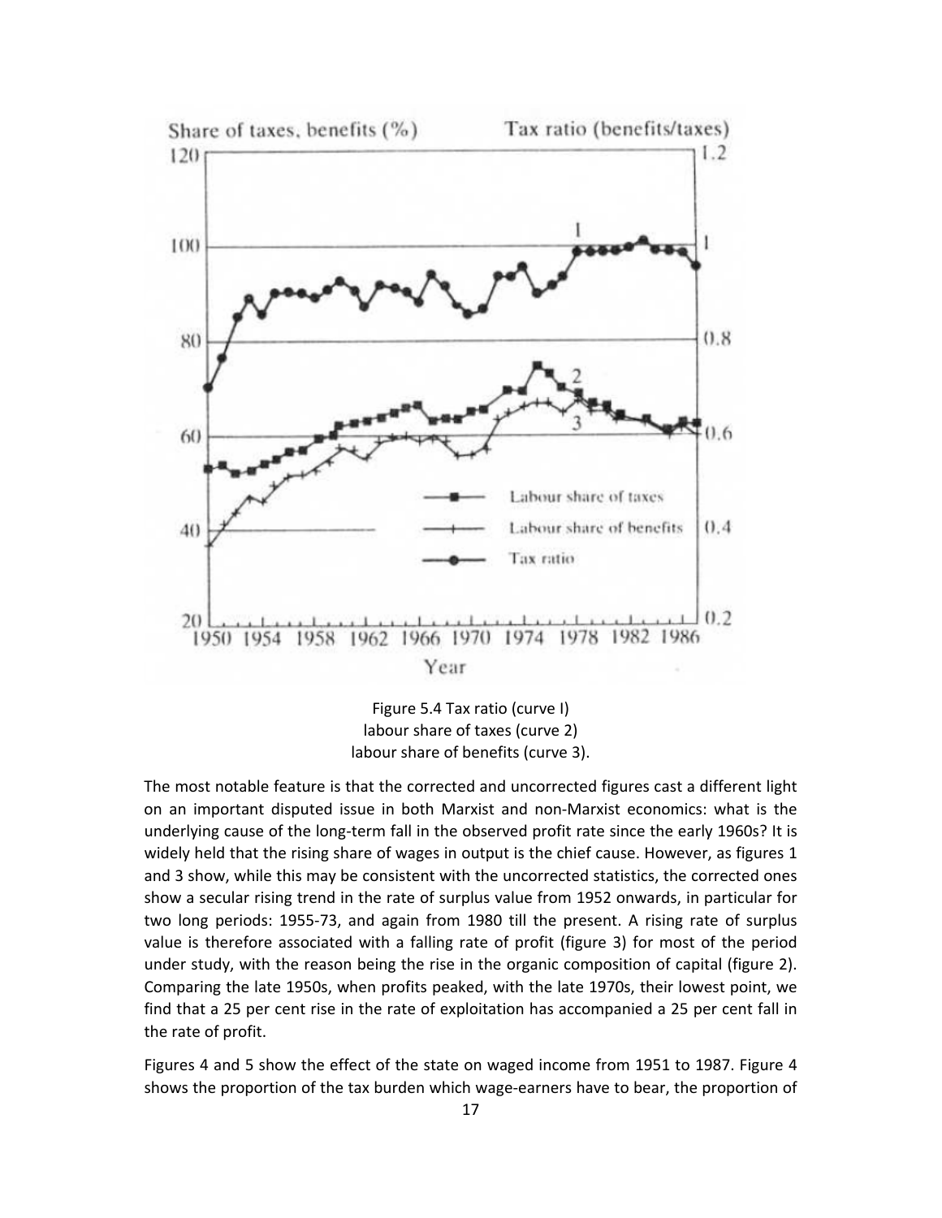Figure 5.4 Tax ratio (curve I)
labour share of taxes (curve 2)
labour share of benefits (curve 3).

The most notable feature is that the corrected and uncorrected figures cast a different light on an important disputed issue in both Marxist and non-Marxist economics: what is the underlying cause of the long-term fall in the observed profit rate since the early 1960s? It is widely held that the rising share of wages in output is the chief cause. However, as figures 1 and 3 show, while this may be consistent with the uncorrected statistics, the corrected ones show a secular rising trend in the rate of surplus value from 1952 onwards, in particular for two long periods: 1955-73, and again from 1980 till the present. A rising rate of surplus value is therefore associated with a falling rate of profit (figure 3) for most of the period under study, with the reason being the rise in the organic composition of capital (figure 2). Comparing the late 1950s, when profits peaked, with the late 1970s, their lowest point, we find that a 25 per cent rise in the rate of exploitation has accompanied a 25 per cent fall in the rate of profit.

Figures 4 and 5 show the effect of the state on waged income from 1951 to 1987. Figure 4 shows the proportion of the tax burden which wage-earners have to bear, the proportion of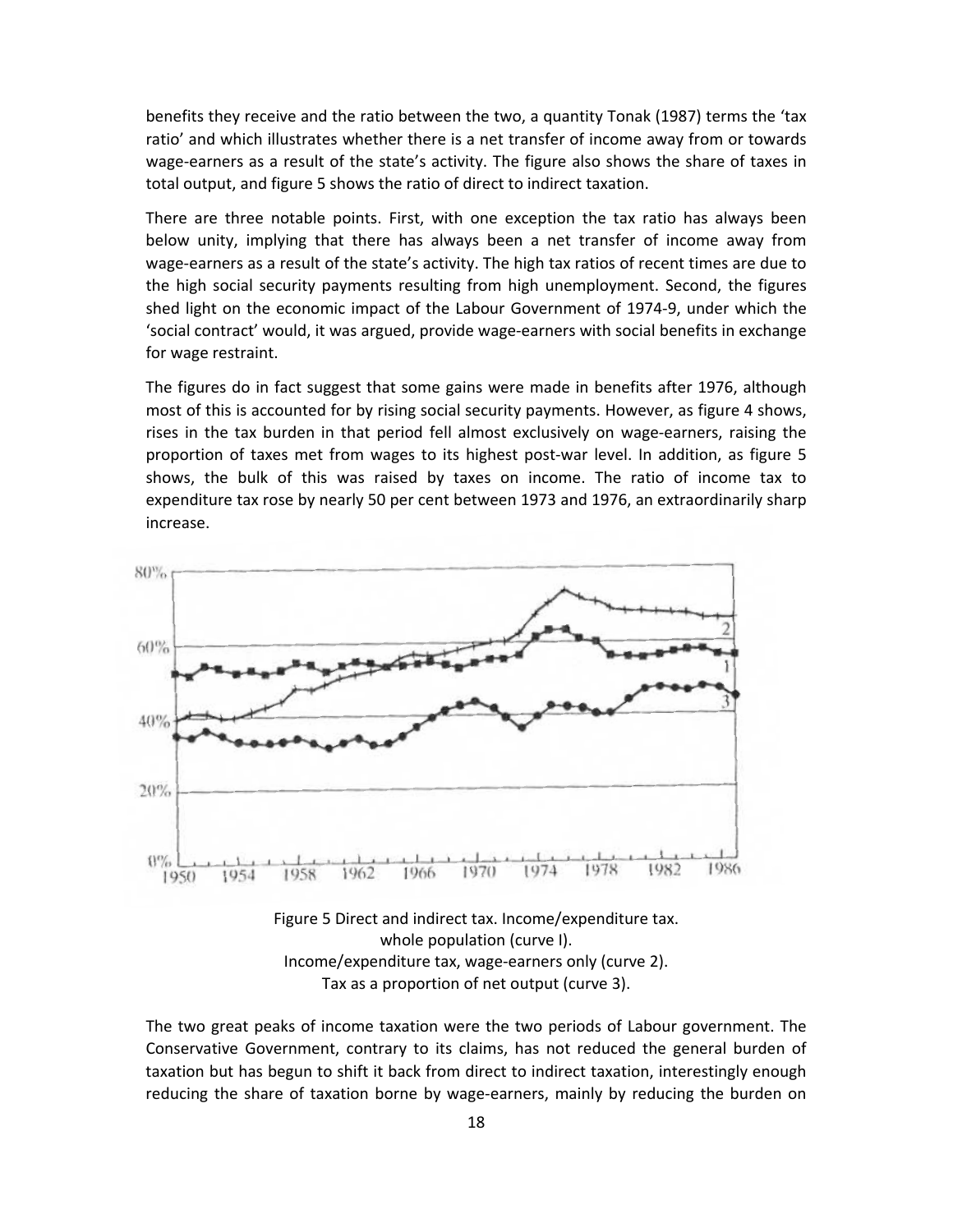benefits they receive and the ratio between the two, a quantity Tonak (1987) terms the 'tax ratio' and which illustrates whether there is a net transfer of income away from or towards wage-earners as a result of the state's activity. The figure also shows the share of taxes in total output, and figure 5 shows the ratio of direct to indirect taxation.

There are three notable points. First, with one exception the tax ratio has always been below unity, implying that there has always been a net transfer of income away from wage-earners as a result of the state's activity. The high tax ratios of recent times are due to the high social security payments resulting from high unemployment. Second, the figures shed light on the economic impact of the Labour Government of 1974-9, under which the 'social contract' would, it was argued, provide wage-earners with social benefits in exchange for wage restraint.

The figures do in fact suggest that some gains were made in benefits after 1976, although most of this is accounted for by rising social security payments. However, as figure 4 shows, rises in the tax burden in that period fell almost exclusively on wage-earners, raising the proportion of taxes met from wages to its highest post-war level. In addition, as figure 5 shows, the bulk of this was raised by taxes on income. The ratio of income tax to expenditure tax rose by nearly 50 per cent between 1973 and 1976, an extraordinarily sharp increase.

Figure 5 Direct and indirect tax. Income/expenditure tax. whole population (curve I). Income/expenditure tax, wage-earners only (curve 2). Tax as a proportion of net output (curve 3).

The two great peaks of income taxation were the two periods of Labour government. The Conservative Government, contrary to its claims, has not reduced the general burden of taxation but has begun to shift it back from direct to indirect taxation, interestingly enough reducing the share of taxation borne by wage-earners, mainly by reducing the burden on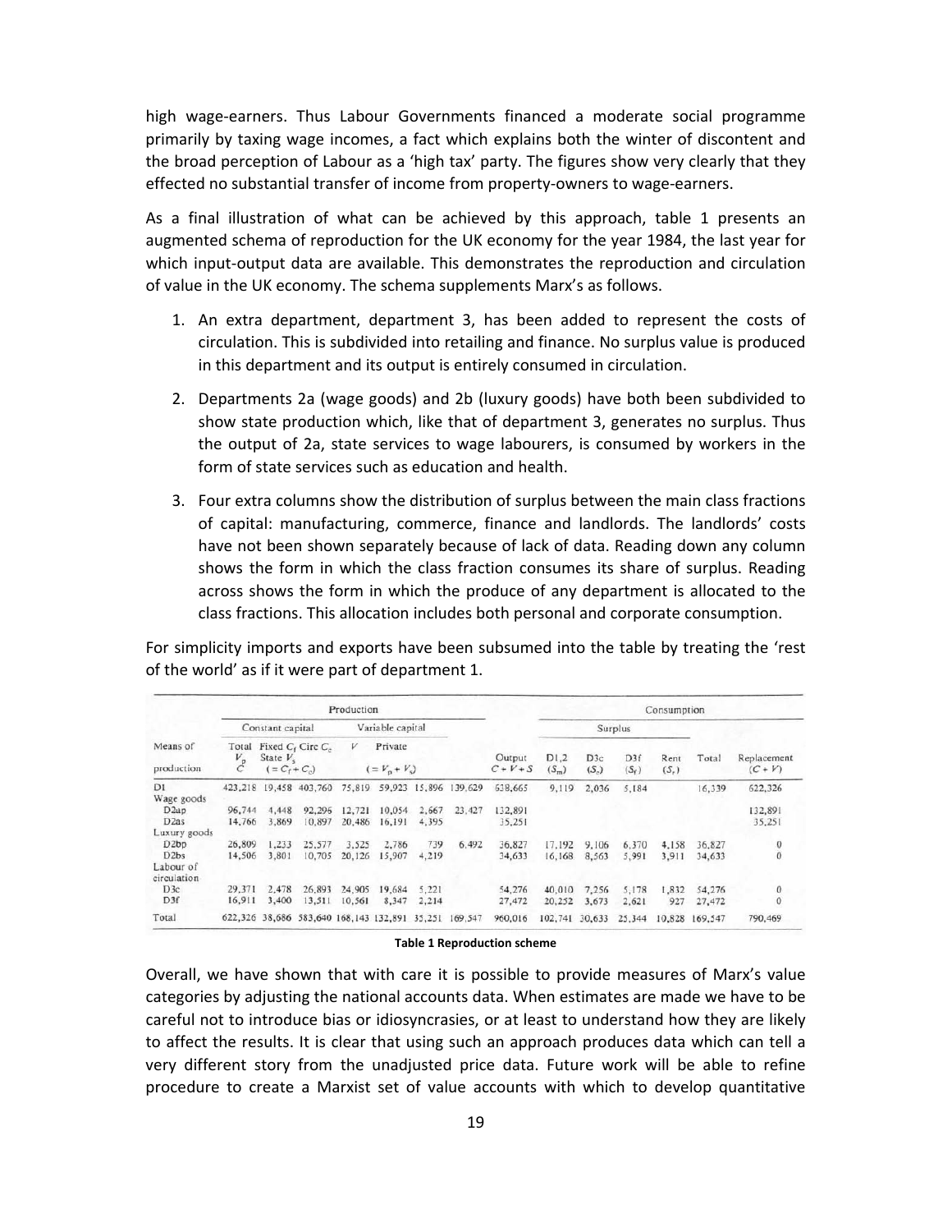high wage-earners. Thus Labour Governments financed a moderate social programme primarily by taxing wage incomes, a fact which explains both the winter of discontent and the broad perception of Labour as a 'high tax' party. The figures show very clearly that they effected no substantial transfer of income from property-owners to wage-earners.

As a final illustration of what can be achieved by this approach, table 1 presents an augmented schema of reproduction for the UK economy for the year 1984, the last year for which input-output data are available. This demonstrates the reproduction and circulation of value in the UK economy. The schema supplements Marx's as follows.

1. An extra department, department 3, has been added to represent the costs of circulation. This is subdivided into retailing and finance. No surplus value is produced in this department and its output is entirely consumed in circulation.
2. Departments 2a (wage goods) and 2b (luxury goods) have both been subdivided to show state production which, like that of department 3, generates no surplus. Thus the output of 2a, state services to wage labourers, is consumed by workers in the form of state services such as education and health.
3. Four extra columns show the distribution of surplus between the main class fractions of capital: manufacturing, commerce, finance and landlords. The landlords' costs have not been shown separately because of lack of data. Reading down any column shows the form in which the class fraction consumes its share of surplus. Reading across shows the form in which the produce of any department is allocated to the class fractions. This allocation includes both personal and corporate consumption.

For simplicity imports and exports have been subsumed into the table by treating the 'rest of the world' as if it were part of department 1.

| | Production | | | | | | | | Consumption | | | | | |
|---|---|---|---|---|---|---|---|---|---|---|---|---|---|---|
| | Constant capital | | | Variable capital | | | | | Surplus | | | | | |
| Means of production | Total $C$ (= $C_f + C_c$) | Fixed $C_f$ | Circ $C_c$ | $V$ (= $V_p + V_s$) | Private $V_p$ | State $V_s$ | $S$ | Output $C+V+S$ | D1,2 ($S_m$) | D3c ($S_c$) | D3f ($S_f$) | Rent ($S_r$) | Total | Replacement $(C+V)$ |
| D1 | 423,218 | 19,458 | 403,760 | 75,819 | 59,923 | 15,896 | 139,629 | 638,665 | 9,119 | 2,036 | 5,184 | | 16,339 | 622,326 |
| Wage goods | | | | | | | | | | | | | | |
| D2ap | 96,744 | 4,448 | 92,296 | 12,721 | 10,054 | 2,667 | 23,427 | 132,891 | | | | | | 132,891 |
| D2as | 14,766 | 3,869 | 10,897 | 20,486 | 16,191 | 4,395 | | 35,251 | | | | | | 35,251 |
| Luxury goods | | | | | | | | | | | | | | |
| D2bp | 26,809 | 1,233 | 25,577 | 3,525 | 2,786 | 739 | 6,492 | 36,827 | 17,192 | 9,106 | 6,370 | 4,158 | 36,827 | 0 |
| D2bs | 14,506 | 3,801 | 10,705 | 20,126 | 15,907 | 4,219 | | 34,633 | 16,168 | 8,563 | 5,991 | 3,911 | 34,633 | 0 |
| Labour of circulation | | | | | | | | | | | | | | |
| D3c | 29,371 | 2,478 | 26,893 | 24,905 | 19,684 | 5,221 | | 54,276 | 40,010 | 7,256 | 5,178 | 1,832 | 54,276 | 0 |
| D3f | 16,911 | 3,400 | 13,511 | 10,561 | 8,347 | 2,214 | | 27,472 | 20,252 | 3,673 | 2,621 | 927 | 27,472 | 0 |
| Total | 622,326 | 38,686 | 583,640 | 168,143 | 132,891 | 35,251 | 169,547 | 960,016 | 102,741 | 30,633 | 25,344 | 10,828 | 169,547 | 790,469 |

**Table 1 Reproduction scheme**

Overall, we have shown that with care it is possible to provide measures of Marx's value categories by adjusting the national accounts data. When estimates are made we have to be careful not to introduce bias or idiosyncrasies, or at least to understand how they are likely to affect the results. It is clear that using such an approach produces data which can tell a very different story from the unadjusted price data. Future work will be able to refine procedure to create a Marxist set of value accounts with which to develop quantitative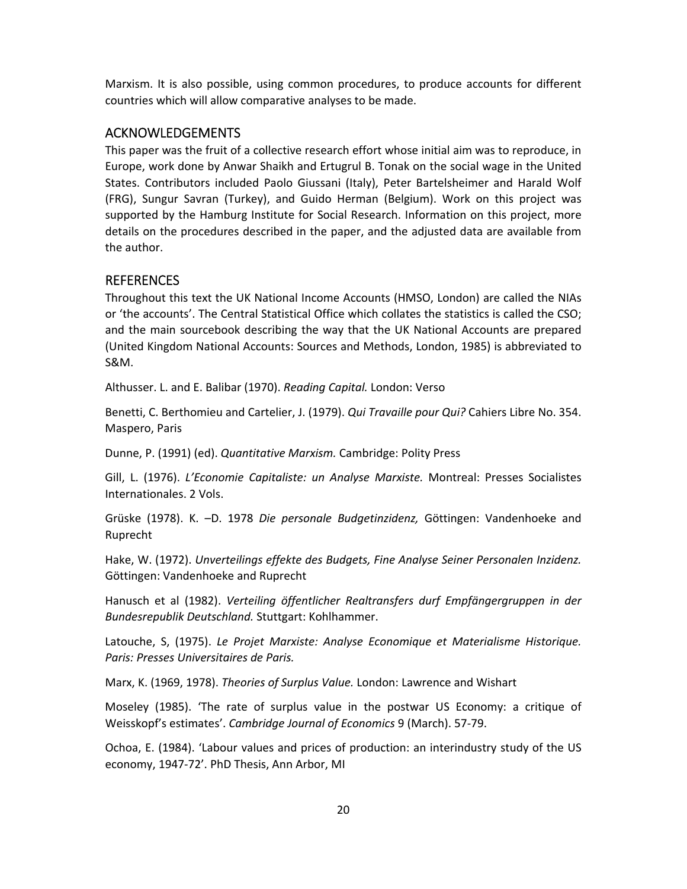Marxism. It is also possible, using common procedures, to produce accounts for different countries which will allow comparative analyses to be made.

## ACKNOWLEDGEMENTS

This paper was the fruit of a collective research effort whose initial aim was to reproduce, in Europe, work done by Anwar Shaikh and Ertugrul B. Tonak on the social wage in the United States. Contributors included Paolo Giussani (Italy), Peter Bartelsheimer and Harald Wolf (FRG), Sungur Savran (Turkey), and Guido Herman (Belgium). Work on this project was supported by the Hamburg Institute for Social Research. Information on this project, more details on the procedures described in the paper, and the adjusted data are available from the author.

## REFERENCES

Throughout this text the UK National Income Accounts (HMSO, London) are called the NIAs or 'the accounts'. The Central Statistical Office which collates the statistics is called the CSO; and the main sourcebook describing the way that the UK National Accounts are prepared (United Kingdom National Accounts: Sources and Methods, London, 1985) is abbreviated to S&M.

Althusser. L. and E. Balibar (1970). *Reading Capital.* London: Verso

Benetti, C. Berthomieu and Cartelier, J. (1979). *Qui Travaille pour Qui?* Cahiers Libre No. 354. Maspero, Paris

Dunne, P. (1991) (ed). *Quantitative Marxism.* Cambridge: Polity Press

Gill, L. (1976). *L'Economie Capitaliste: un Analyse Marxiste.* Montreal: Presses Socialistes Internationales. 2 Vols.

Grüske (1978). K. –D. 1978 *Die personale Budgetinzidenz,* Göttingen: Vandenhoeke and Ruprecht

Hake, W. (1972). *Unverteilings effekte des Budgets, Fine Analyse Seiner Personalen Inzidenz.* Göttingen: Vandenhoeke and Ruprecht

Hanusch et al (1982). *Verteiling öffentlicher Realtransfers durf Empfängergruppen in der Bundesrepublik Deutschland.* Stuttgart: Kohlhammer.

Latouche, S, (1975). *Le Projet Marxiste: Analyse Economique et Materialisme Historique. Paris: Presses Universitaires de Paris.*

Marx, K. (1969, 1978). *Theories of Surplus Value.* London: Lawrence and Wishart

Moseley (1985). 'The rate of surplus value in the postwar US Economy: a critique of Weisskopf's estimates'. *Cambridge Journal of Economics* 9 (March). 57-79.

Ochoa, E. (1984). 'Labour values and prices of production: an interindustry study of the US economy, 1947-72'. PhD Thesis, Ann Arbor, MI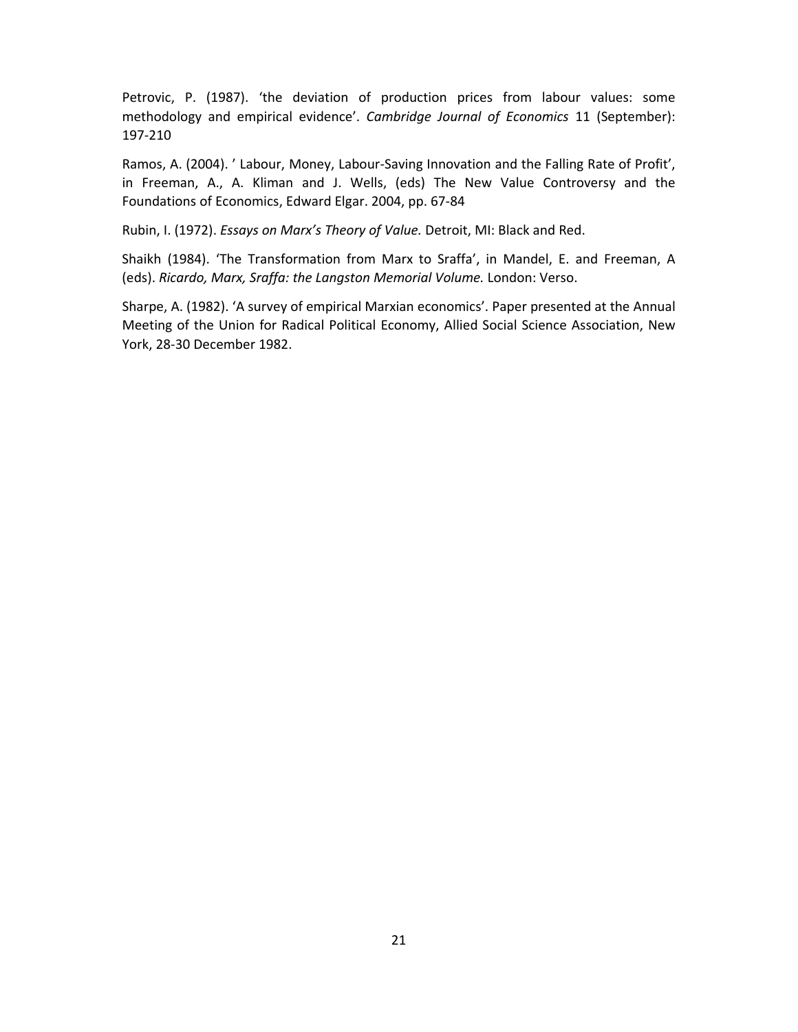Petrovic, P. (1987). 'the deviation of production prices from labour values: some methodology and empirical evidence'. *Cambridge Journal of Economics* 11 (September): 197-210

Ramos, A. (2004). ' Labour, Money, Labour-Saving Innovation and the Falling Rate of Profit', in Freeman, A., A. Kliman and J. Wells, (eds) The New Value Controversy and the Foundations of Economics, Edward Elgar. 2004, pp. 67-84

Rubin, I. (1972). *Essays on Marx's Theory of Value.* Detroit, MI: Black and Red.

Shaikh (1984). 'The Transformation from Marx to Sraffa', in Mandel, E. and Freeman, A (eds). *Ricardo, Marx, Sraffa: the Langston Memorial Volume.* London: Verso.

Sharpe, A. (1982). 'A survey of empirical Marxian economics'. Paper presented at the Annual Meeting of the Union for Radical Political Economy, Allied Social Science Association, New York, 28-30 December 1982.